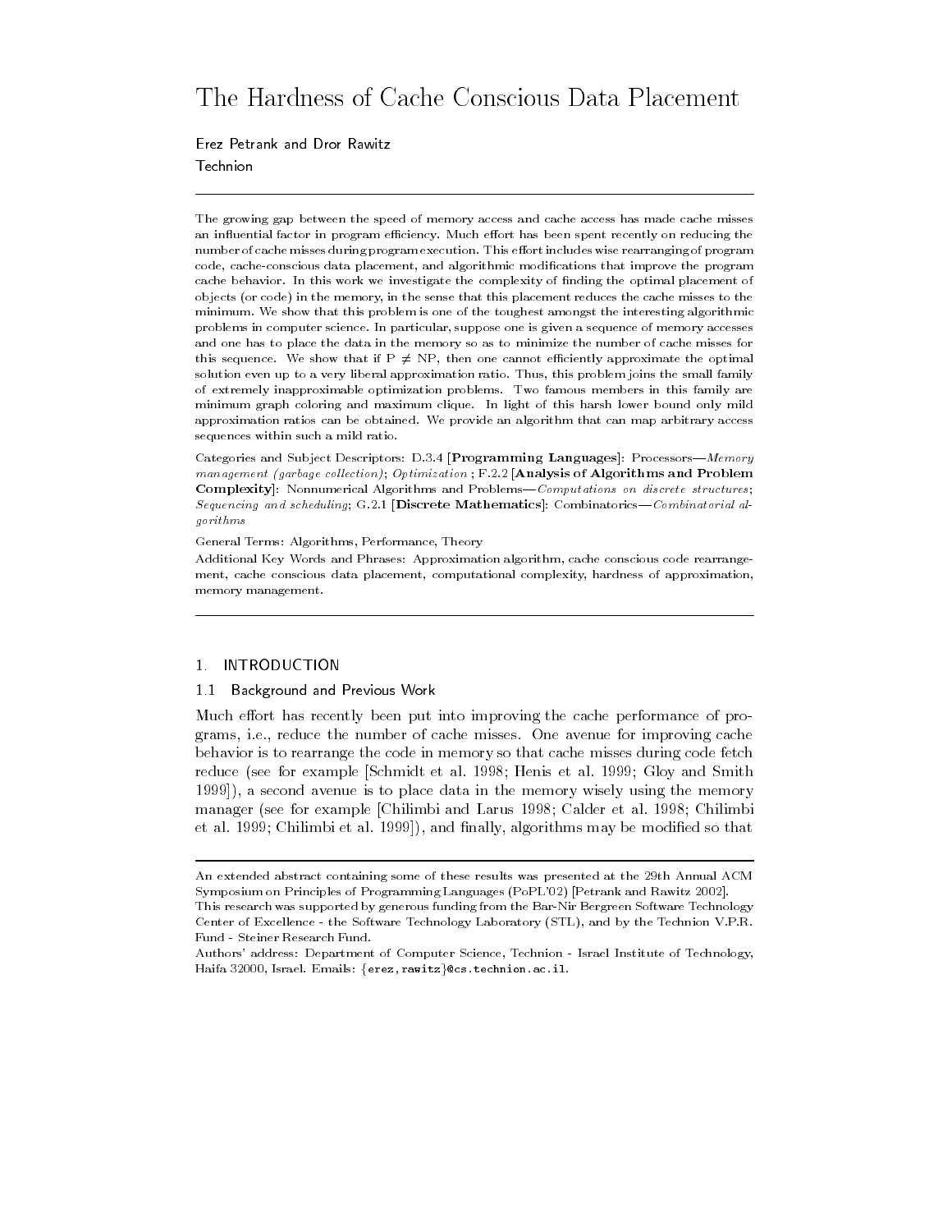# The Hardness of Cache Conscious Data Placement

Erez Petrank and Dror Rawitz

Technion

---

The growing gap between the speed of memory access and cache access has made cache misses an influential factor in program efficiency. Much effort has been spent recently on reducing the number of cache misses during program execution. This effort includes wise rearranging of program code, cache-conscious data placement, and algorithmic modifications that improve the program cache behavior. In this work we investigate the complexity of finding the optimal placement of objects (or code) in the memory, in the sense that this placement reduces the cache misses to the minimum. We show that this problem is one of the toughest amongst the interesting algorithmic problems in computer science. In particular, suppose one is given a sequence of memory accesses and one has to place the data in the memory so as to minimize the number of cache misses for this sequence. We show that if $P \neq NP$, then one cannot efficiently approximate the optimal solution even up to a very liberal approximation ratio. Thus, this problem joins the small family of extremely inapproximable optimization problems. Two famous members in this family are minimum graph coloring and maximum clique. In light of this harsh lower bound only mild approximation ratios can be obtained. We provide an algorithm that can map arbitrary access sequences within such a mild ratio.

Categories and Subject Descriptors: D.3.4 [**Programming Languages**]: Processors—*Memory management (garbage collection)*; *Optimization* ; F.2.2 [**Analysis of Algorithms and Problem Complexity**]: Nonnumerical Algorithms and Problems—*Computations on discrete structures*; *Sequencing and scheduling*; G.2.1 [**Discrete Mathematics**]: Combinatorics—*Combinatorial algorithms*

General Terms: Algorithms, Performance, Theory

Additional Key Words and Phrases: Approximation algorithm, cache conscious code rearrangement, cache conscious data placement, computational complexity, hardness of approximation, memory management.

---

## 1. INTRODUCTION

### 1.1 Background and Previous Work

Much effort has recently been put into improving the cache performance of programs, i.e., reduce the number of cache misses. One avenue for improving cache behavior is to rearrange the code in memory so that cache misses during code fetch reduce (see for example [Schmidt et al. 1998; Henis et al. 1999; Gloy and Smith 1999]), a second avenue is to place data in the memory wisely using the memory manager (see for example [Chilimbi and Larus 1998; Calder et al. 1998; Chilimbi et al. 1999; Chilimbi et al. 1999]), and finally, algorithms may be modified so that

---

An extended abstract containing some of these results was presented at the 29th Annual ACM Symposium on Principles of Programming Languages (PoPL'02) [Petrank and Rawitz 2002].

This research was supported by generous funding from the Bar-Nir Bergreen Software Technology Center of Excellence - the Software Technology Laboratory (STL), and by the Technion V.P.R. Fund - Steiner Research Fund.

Authors' address: Department of Computer Science, Technion - Israel Institute of Technology, Haifa 32000, Israel. Emails: {erez,rawitz}@cs.technion.ac.il.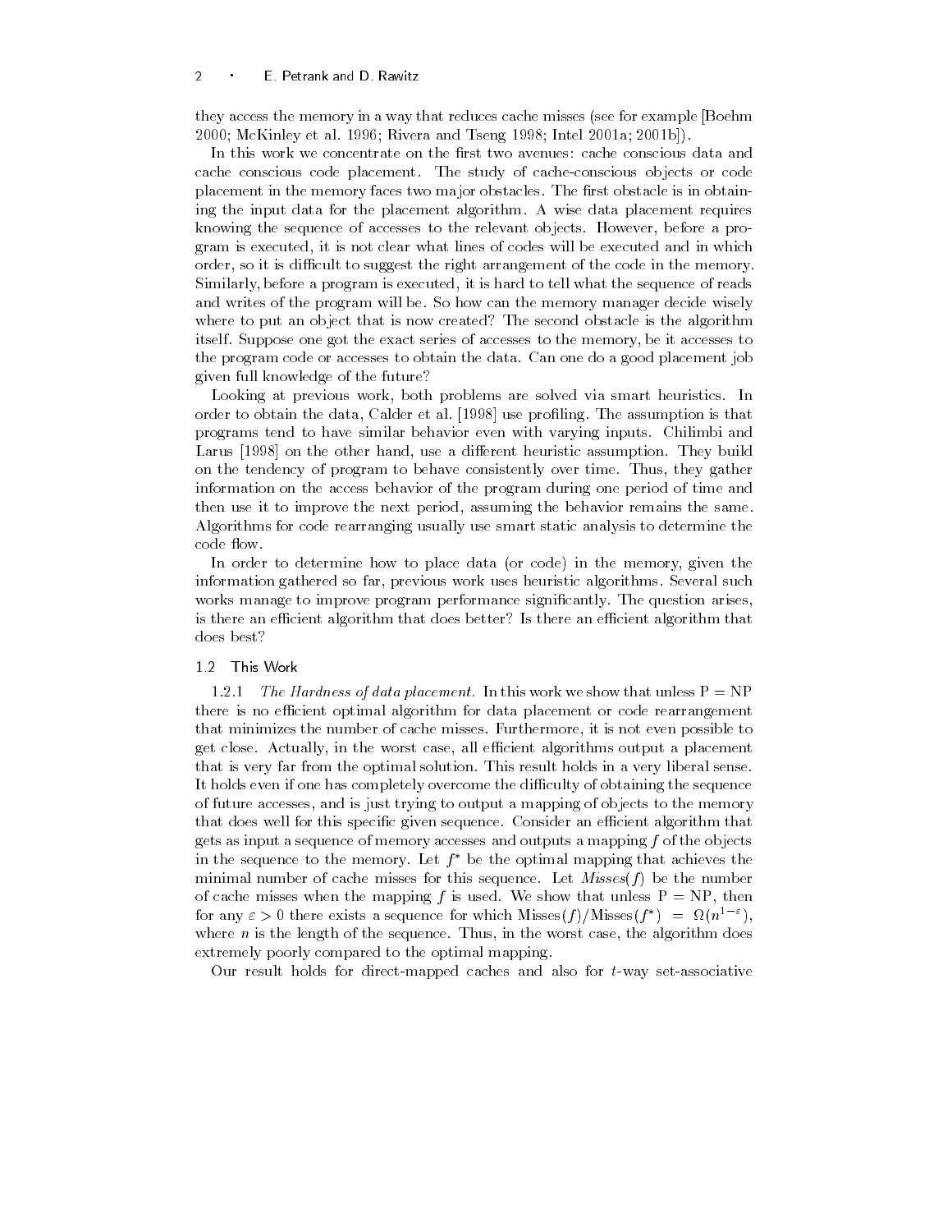they access the memory in a way that reduces cache misses (see for example [Boehm 2000; McKinley et al. 1996; Rivera and Tseng 1998; Intel 2001a; 2001b]).

In this work we concentrate on the first two avenues: cache conscious data and cache conscious code placement. The study of cache-conscious objects or code placement in the memory faces two major obstacles. The first obstacle is in obtaining the input data for the placement algorithm. A wise data placement requires knowing the sequence of accesses to the relevant objects. However, before a program is executed, it is not clear what lines of codes will be executed and in which order, so it is difficult to suggest the right arrangement of the code in the memory. Similarly, before a program is executed, it is hard to tell what the sequence of reads and writes of the program will be. So how can the memory manager decide wisely where to put an object that is now created? The second obstacle is the algorithm itself. Suppose one got the exact series of accesses to the memory, be it accesses to the program code or accesses to obtain the data. Can one do a good placement job given full knowledge of the future?

Looking at previous work, both problems are solved via smart heuristics. In order to obtain the data, Calder et al. [1998] use profiling. The assumption is that programs tend to have similar behavior even with varying inputs. Chilimbi and Larus [1998] on the other hand, use a different heuristic assumption. They build on the tendency of program to behave consistently over time. Thus, they gather information on the access behavior of the program during one period of time and then use it to improve the next period, assuming the behavior remains the same. Algorithms for code rearranging usually use smart static analysis to determine the code flow.

In order to determine how to place data (or code) in the memory, given the information gathered so far, previous work uses heuristic algorithms. Several such works manage to improve program performance significantly. The question arises, is there an efficient algorithm that does better? Is there an efficient algorithm that does best?

### 1.2 This Work

1.2.1 *The Hardness of data placement.* In this work we show that unless P = NP there is no efficient optimal algorithm for data placement or code rearrangement that minimizes the number of cache misses. Furthermore, it is not even possible to get close. Actually, in the worst case, all efficient algorithms output a placement that is very far from the optimal solution. This result holds in a very liberal sense. It holds even if one has completely overcome the difficulty of obtaining the sequence of future accesses, and is just trying to output a mapping of objects to the memory that does well for this specific given sequence. Consider an efficient algorithm that gets as input a sequence of memory accesses and outputs a mapping $f$ of the objects in the sequence to the memory. Let $f^*$ be the optimal mapping that achieves the minimal number of cache misses for this sequence. Let *Misses*($f$) be the number of cache misses when the mapping $f$ is used. We show that unless P = NP, then for any $\varepsilon > 0$ there exists a sequence for which $\mathrm{Misses}(f)/\mathrm{Misses}(f^*) = \Omega(n^{1-\varepsilon})$, where $n$ is the length of the sequence. Thus, in the worst case, the algorithm does extremely poorly compared to the optimal mapping.

Our result holds for direct-mapped caches and also for $t$-way set-associative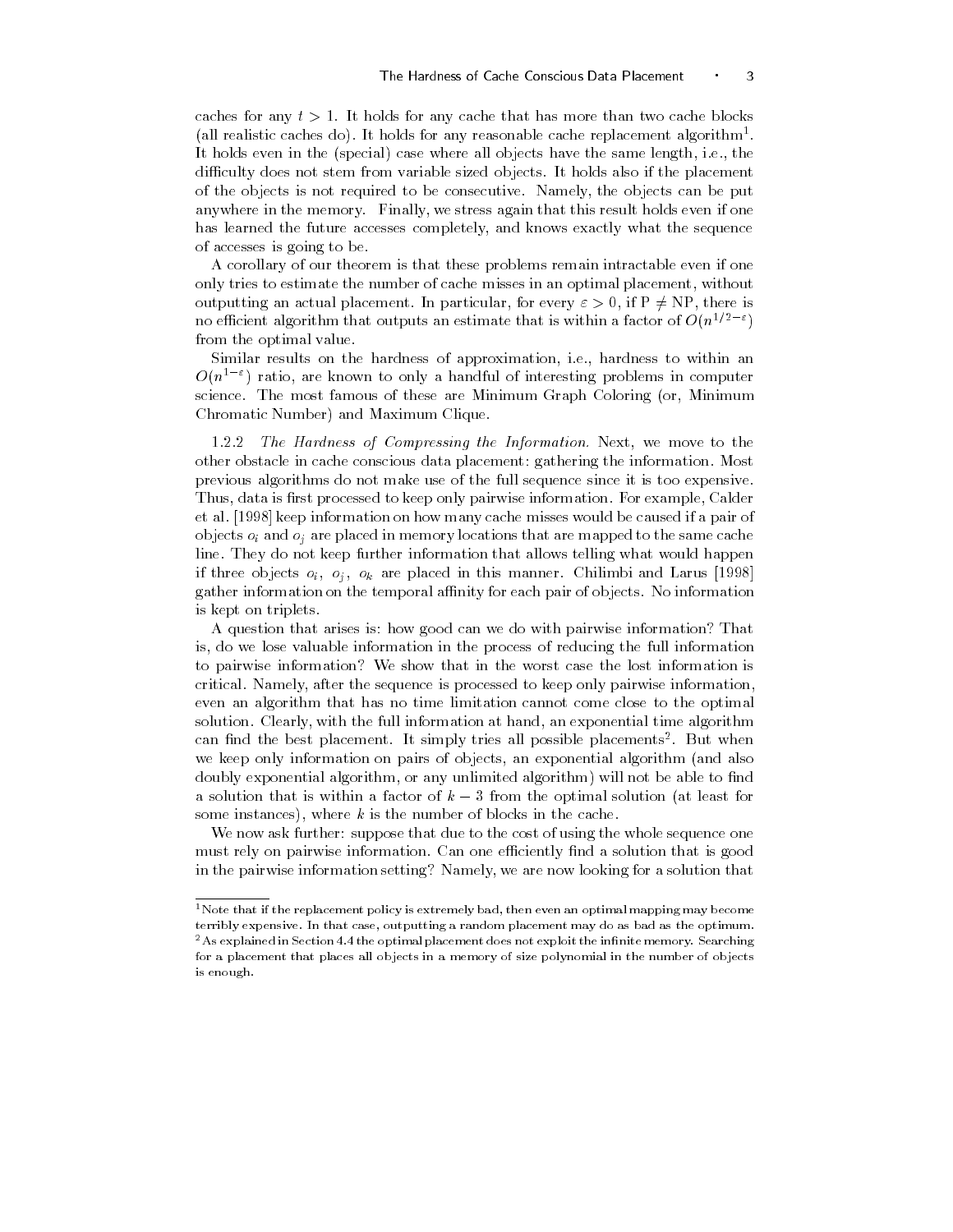caches for any $t > 1$. It holds for any cache that has more than two cache blocks (all realistic caches do). It holds for any reasonable cache replacement algorithm[1]. It holds even in the (special) case where all objects have the same length, i.e., the difficulty does not stem from variable sized objects. It holds also if the placement of the objects is not required to be consecutive. Namely, the objects can be put anywhere in the memory. Finally, we stress again that this result holds even if one has learned the future accesses completely, and knows exactly what the sequence of accesses is going to be.

A corollary of our theorem is that these problems remain intractable even if one only tries to estimate the number of cache misses in an optimal placement, without outputting an actual placement. In particular, for every $\varepsilon > 0$, if $\mathrm{P} \neq \mathrm{NP}$, there is no efficient algorithm that outputs an estimate that is within a factor of $O(n^{1/2-\varepsilon})$ from the optimal value.

Similar results on the hardness of approximation, i.e., hardness to within an $O(n^{1-\varepsilon})$ ratio, are known to only a handful of interesting problems in computer science. The most famous of these are Minimum Graph Coloring (or, Minimum Chromatic Number) and Maximum Clique.

1.2.2 *The Hardness of Compressing the Information.* Next, we move to the other obstacle in cache conscious data placement: gathering the information. Most previous algorithms do not make use of the full sequence since it is too expensive. Thus, data is first processed to keep only pairwise information. For example, Calder et al. [1998] keep information on how many cache misses would be caused if a pair of objects $o_i$ and $o_j$ are placed in memory locations that are mapped to the same cache line. They do not keep further information that allows telling what would happen if three objects $o_i$, $o_j$, $o_k$ are placed in this manner. Chilimbi and Larus [1998] gather information on the temporal affinity for each pair of objects. No information is kept on triplets.

A question that arises is: how good can we do with pairwise information? That is, do we lose valuable information in the process of reducing the full information to pairwise information? We show that in the worst case the lost information is critical. Namely, after the sequence is processed to keep only pairwise information, even an algorithm that has no time limitation cannot come close to the optimal solution. Clearly, with the full information at hand, an exponential time algorithm can find the best placement. It simply tries all possible placements[2]. But when we keep only information on pairs of objects, an exponential algorithm (and also doubly exponential algorithm, or any unlimited algorithm) will not be able to find a solution that is within a factor of $k - 3$ from the optimal solution (at least for some instances), where $k$ is the number of blocks in the cache.

We now ask further: suppose that due to the cost of using the whole sequence one must rely on pairwise information. Can one efficiently find a solution that is good in the pairwise information setting? Namely, we are now looking for a solution that

---

[1] Note that if the replacement policy is extremely bad, then even an optimal mapping may become terribly expensive. In that case, outputting a random placement may do as bad as the optimum.

[2] As explained in Section 4.4 the optimal placement does not exploit the infinite memory. Searching for a placement that places all objects in a memory of size polynomial in the number of objects is enough.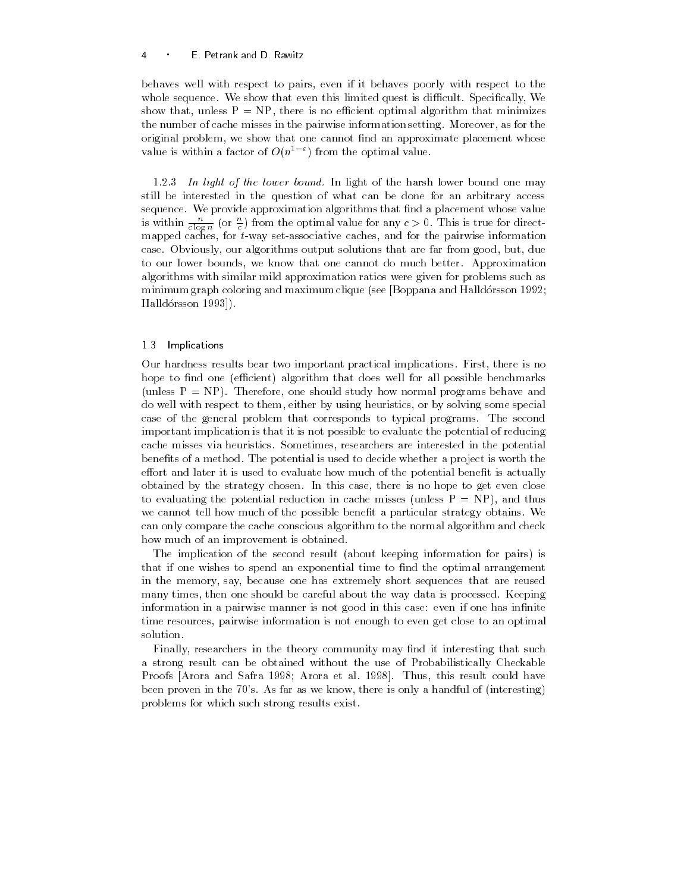behaves well with respect to pairs, even if it behaves poorly with respect to the whole sequence. We show that even this limited quest is difficult. Specifically, We show that, unless P = NP, there is no efficient optimal algorithm that minimizes the number of cache misses in the pairwise information setting. Moreover, as for the original problem, we show that one cannot find an approximate placement whose value is within a factor of $O(n^{1-\varepsilon})$ from the optimal value.

1.2.3 *In light of the lower bound.* In light of the harsh lower bound one may still be interested in the question of what can be done for an arbitrary access sequence. We provide approximation algorithms that find a placement whose value is within $\frac{n}{c \log n}$ (or $\frac{n}{c}$) from the optimal value for any $c > 0$. This is true for direct-mapped caches, for $t$-way set-associative caches, and for the pairwise information case. Obviously, our algorithms output solutions that are far from good, but, due to our lower bounds, we know that one cannot do much better. Approximation algorithms with similar mild approximation ratios were given for problems such as minimum graph coloring and maximum clique (see [Boppana and Halldórsson 1992; Halldórsson 1993]).

### 1.3 Implications

Our hardness results bear two important practical implications. First, there is no hope to find one (efficient) algorithm that does well for all possible benchmarks (unless P = NP). Therefore, one should study how normal programs behave and do well with respect to them, either by using heuristics, or by solving some special case of the general problem that corresponds to typical programs. The second important implication is that it is not possible to evaluate the potential of reducing cache misses via heuristics. Sometimes, researchers are interested in the potential benefits of a method. The potential is used to decide whether a project is worth the effort and later it is used to evaluate how much of the potential benefit is actually obtained by the strategy chosen. In this case, there is no hope to get even close to evaluating the potential reduction in cache misses (unless P = NP), and thus we cannot tell how much of the possible benefit a particular strategy obtains. We can only compare the cache conscious algorithm to the normal algorithm and check how much of an improvement is obtained.

The implication of the second result (about keeping information for pairs) is that if one wishes to spend an exponential time to find the optimal arrangement in the memory, say, because one has extremely short sequences that are reused many times, then one should be careful about the way data is processed. Keeping information in a pairwise manner is not good in this case: even if one has infinite time resources, pairwise information is not enough to even get close to an optimal solution.

Finally, researchers in the theory community may find it interesting that such a strong result can be obtained without the use of Probabilistically Checkable Proofs [Arora and Safra 1998; Arora et al. 1998]. Thus, this result could have been proven in the 70's. As far as we know, there is only a handful of (interesting) problems for which such strong results exist.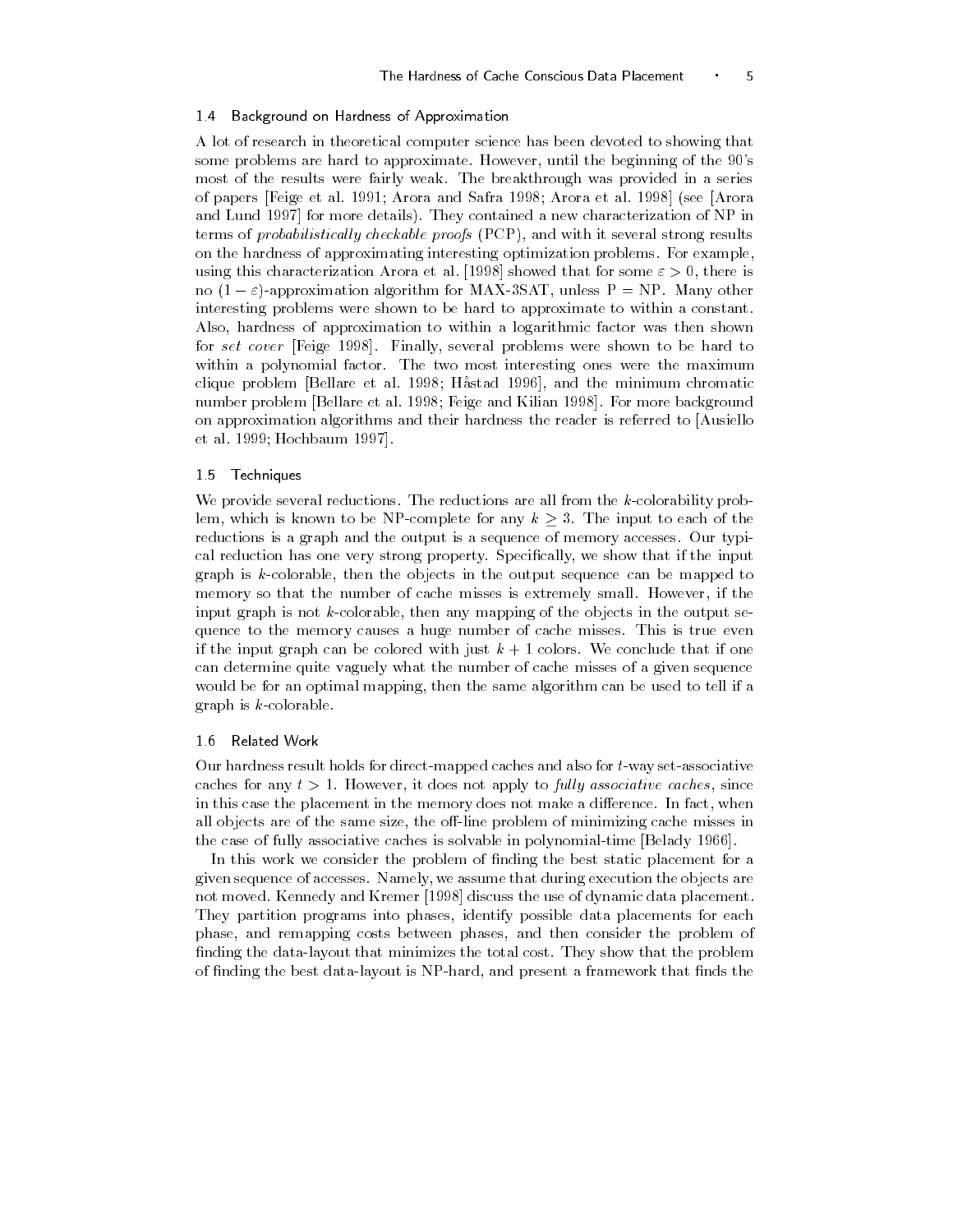### 1.4 Background on Hardness of Approximation

A lot of research in theoretical computer science has been devoted to showing that some problems are hard to approximate. However, until the beginning of the 90's most of the results were fairly weak. The breakthrough was provided in a series of papers [Feige et al. 1991; Arora and Safra 1998; Arora et al. 1998] (see [Arora and Lund 1997] for more details). They contained a new characterization of NP in terms of *probabilistically checkable proofs* (PCP), and with it several strong results on the hardness of approximating interesting optimization problems. For example, using this characterization Arora et al. [1998] showed that for some $\varepsilon > 0$, there is no $(1 - \varepsilon)$-approximation algorithm for MAX-3SAT, unless P = NP. Many other interesting problems were shown to be hard to approximate to within a constant. Also, hardness of approximation to within a logarithmic factor was then shown for *set cover* [Feige 1998]. Finally, several problems were shown to be hard to within a polynomial factor. The two most interesting ones were the maximum clique problem [Bellare et al. 1998; Håstad 1996], and the minimum chromatic number problem [Bellare et al. 1998; Feige and Kilian 1998]. For more background on approximation algorithms and their hardness the reader is referred to [Ausiello et al. 1999; Hochbaum 1997].

### 1.5 Techniques

We provide several reductions. The reductions are all from the $k$-colorability problem, which is known to be NP-complete for any $k \geq 3$. The input to each of the reductions is a graph and the output is a sequence of memory accesses. Our typical reduction has one very strong property. Specifically, we show that if the input graph is $k$-colorable, then the objects in the output sequence can be mapped to memory so that the number of cache misses is extremely small. However, if the input graph is not $k$-colorable, then any mapping of the objects in the output sequence to the memory causes a huge number of cache misses. This is true even if the input graph can be colored with just $k + 1$ colors. We conclude that if one can determine quite vaguely what the number of cache misses of a given sequence would be for an optimal mapping, then the same algorithm can be used to tell if a graph is $k$-colorable.

### 1.6 Related Work

Our hardness result holds for direct-mapped caches and also for $t$-way set-associative caches for any $t > 1$. However, it does not apply to *fully associative caches*, since in this case the placement in the memory does not make a difference. In fact, when all objects are of the same size, the off-line problem of minimizing cache misses in the case of fully associative caches is solvable in polynomial-time [Belady 1966].

In this work we consider the problem of finding the best static placement for a given sequence of accesses. Namely, we assume that during execution the objects are not moved. Kennedy and Kremer [1998] discuss the use of dynamic data placement. They partition programs into phases, identify possible data placements for each phase, and remapping costs between phases, and then consider the problem of finding the data-layout that minimizes the total cost. They show that the problem of finding the best data-layout is NP-hard, and present a framework that finds the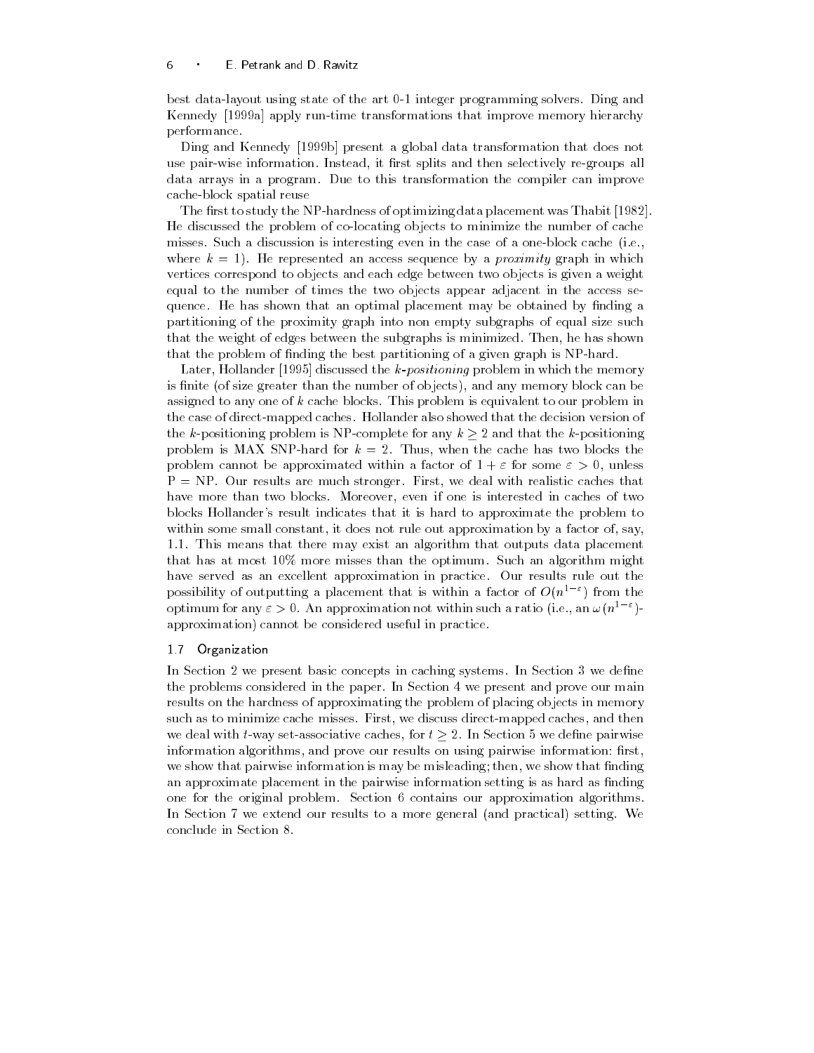best data-layout using state of the art 0-1 integer programming solvers. Ding and Kennedy [1999a] apply run-time transformations that improve memory hierarchy performance.

Ding and Kennedy [1999b] present a global data transformation that does not use pair-wise information. Instead, it first splits and then selectively re-groups all data arrays in a program. Due to this transformation the compiler can improve cache-block spatial reuse

The first to study the NP-hardness of optimizing data placement was Thabit [1982]. He discussed the problem of co-locating objects to minimize the number of cache misses. Such a discussion is interesting even in the case of a one-block cache (i.e., where $k = 1$). He represented an access sequence by a *proximity* graph in which vertices correspond to objects and each edge between two objects is given a weight equal to the number of times the two objects appear adjacent in the access sequence. He has shown that an optimal placement may be obtained by finding a partitioning of the proximity graph into non empty subgraphs of equal size such that the weight of edges between the subgraphs is minimized. Then, he has shown that the problem of finding the best partitioning of a given graph is NP-hard.

Later, Hollander [1995] discussed the *k-positioning* problem in which the memory is finite (of size greater than the number of objects), and any memory block can be assigned to any one of $k$ cache blocks. This problem is equivalent to our problem in the case of direct-mapped caches. Hollander also showed that the decision version of the $k$-positioning problem is NP-complete for any $k \geq 2$ and that the $k$-positioning problem is MAX SNP-hard for $k = 2$. Thus, when the cache has two blocks the problem cannot be approximated within a factor of $1 + \varepsilon$ for some $\varepsilon > 0$, unless P = NP. Our results are much stronger. First, we deal with realistic caches that have more than two blocks. Moreover, even if one is interested in caches of two blocks Hollander's result indicates that it is hard to approximate the problem to within some small constant, it does not rule out approximation by a factor of, say, 1.1. This means that there may exist an algorithm that outputs data placement that has at most 10% more misses than the optimum. Such an algorithm might have served as an excellent approximation in practice. Our results rule out the possibility of outputting a placement that is within a factor of $O(n^{1-\varepsilon})$ from the optimum for any $\varepsilon > 0$. An approximation not within such a ratio (i.e., an $\omega(n^{1-\varepsilon})$-approximation) cannot be considered useful in practice.

### 1.7 Organization

In Section 2 we present basic concepts in caching systems. In Section 3 we define the problems considered in the paper. In Section 4 we present and prove our main results on the hardness of approximating the problem of placing objects in memory such as to minimize cache misses. First, we discuss direct-mapped caches, and then we deal with $t$-way set-associative caches, for $t \geq 2$. In Section 5 we define pairwise information algorithms, and prove our results on using pairwise information: first, we show that pairwise information is may be misleading; then, we show that finding an approximate placement in the pairwise information setting is as hard as finding one for the original problem. Section 6 contains our approximation algorithms. In Section 7 we extend our results to a more general (and practical) setting. We conclude in Section 8.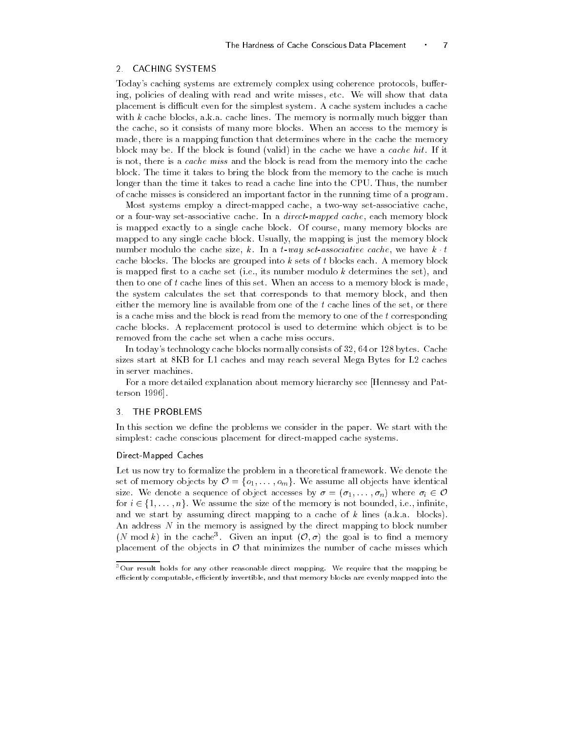## 2. CACHING SYSTEMS

Today's caching systems are extremely complex using coherence protocols, buffering, policies of dealing with read and write misses, etc. We will show that data placement is difficult even for the simplest system. A cache system includes a cache with $k$ cache blocks, a.k.a. cache lines. The memory is normally much bigger than the cache, so it consists of many more blocks. When an access to the memory is made, there is a mapping function that determines where in the cache the memory block may be. If the block is found (valid) in the cache we have a *cache hit*. If it is not, there is a *cache miss* and the block is read from the memory into the cache block. The time it takes to bring the block from the memory to the cache is much longer than the time it takes to read a cache line into the CPU. Thus, the number of cache misses is considered an important factor in the running time of a program.

Most systems employ a direct-mapped cache, a two-way set-associative cache, or a four-way set-associative cache. In a *direct-mapped cache*, each memory block is mapped exactly to a single cache block. Of course, many memory blocks are mapped to any single cache block. Usually, the mapping is just the memory block number modulo the cache size, $k$. In a $t$*-way set-associative cache*, we have $k \cdot t$ cache blocks. The blocks are grouped into $k$ sets of $t$ blocks each. A memory block is mapped first to a cache set (i.e., its number modulo $k$ determines the set), and then to one of $t$ cache lines of this set. When an access to a memory block is made, the system calculates the set that corresponds to that memory block, and then either the memory line is available from one of the $t$ cache lines of the set, or there is a cache miss and the block is read from the memory to one of the $t$ corresponding cache blocks. A replacement protocol is used to determine which object is to be removed from the cache set when a cache miss occurs.

In today's technology cache blocks normally consists of 32, 64 or 128 bytes. Cache sizes start at 8KB for L1 caches and may reach several Mega Bytes for L2 caches in server machines.

For a more detailed explanation about memory hierarchy see [Hennessy and Patterson 1996].

## 3. THE PROBLEMS

In this section we define the problems we consider in the paper. We start with the simplest: cache conscious placement for direct-mapped cache systems.

### Direct-Mapped Caches

Let us now try to formalize the problem in a theoretical framework. We denote the set of memory objects by $\mathcal{O} = \{o_1, \ldots, o_m\}$. We assume all objects have identical size. We denote a sequence of object accesses by $\sigma = (\sigma_1, \ldots, \sigma_n)$ where $\sigma_i \in \mathcal{O}$ for $i \in \{1, \ldots, n\}$. We assume the size of the memory is not bounded, i.e., infinite, and we start by assuming direct mapping to a cache of $k$ lines (a.k.a. blocks). An address $N$ in the memory is assigned by the direct mapping to block number $(N \bmod k)$ in the cache[3]. Given an input $(\mathcal{O}, \sigma)$ the goal is to find a memory placement of the objects in $\mathcal{O}$ that minimizes the number of cache misses which

[3] Our result holds for any other reasonable direct mapping. We require that the mapping be efficiently computable, efficiently invertible, and that memory blocks are evenly mapped into the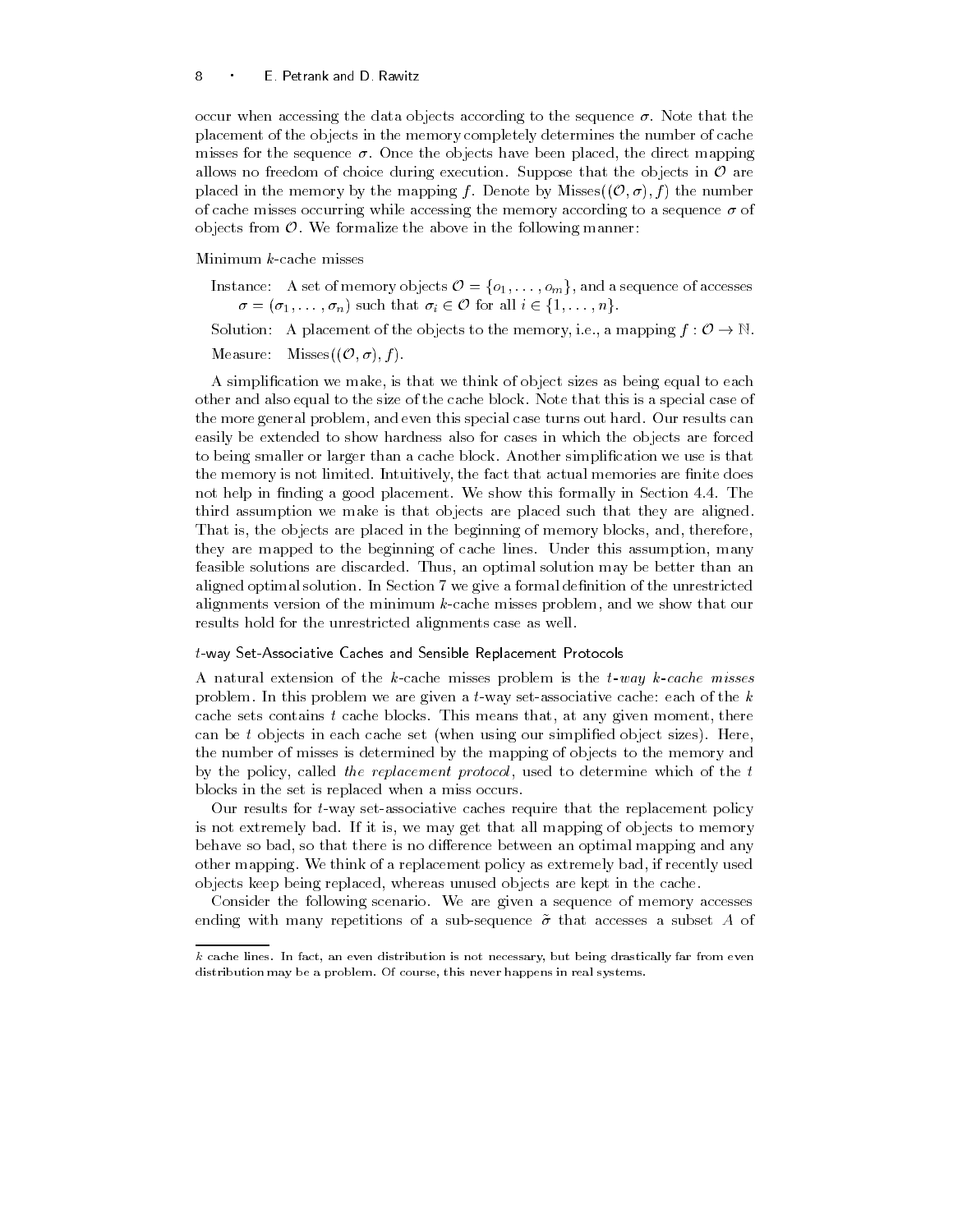occur when accessing the data objects according to the sequence $\sigma$. Note that the placement of the objects in the memory completely determines the number of cache misses for the sequence $\sigma$. Once the objects have been placed, the direct mapping allows no freedom of choice during execution. Suppose that the objects in $\mathcal{O}$ are placed in the memory by the mapping $f$. Denote by $\text{Misses}((\mathcal{O}, \sigma), f)$ the number of cache misses occurring while accessing the memory according to a sequence $\sigma$ of objects from $\mathcal{O}$. We formalize the above in the following manner:

Minimum $k$-cache misses

Instance: A set of memory objects $\mathcal{O} = \{o_1, \ldots, o_m\}$, and a sequence of accesses $\sigma = (\sigma_1, \ldots, \sigma_n)$ such that $\sigma_i \in \mathcal{O}$ for all $i \in \{1, \ldots, n\}$.

Solution: A placement of the objects to the memory, i.e., a mapping $f : \mathcal{O} \to \mathbb{N}$.

Measure: $\text{Misses}((\mathcal{O}, \sigma), f)$.

A simplification we make, is that we think of object sizes as being equal to each other and also equal to the size of the cache block. Note that this is a special case of the more general problem, and even this special case turns out hard. Our results can easily be extended to show hardness also for cases in which the objects are forced to being smaller or larger than a cache block. Another simplification we use is that the memory is not limited. Intuitively, the fact that actual memories are finite does not help in finding a good placement. We show this formally in Section 4.4. The third assumption we make is that objects are placed such that they are aligned. That is, the objects are placed in the beginning of memory blocks, and, therefore, they are mapped to the beginning of cache lines. Under this assumption, many feasible solutions are discarded. Thus, an optimal solution may be better than an aligned optimal solution. In Section 7 we give a formal definition of the unrestricted alignments version of the minimum $k$-cache misses problem, and we show that our results hold for the unrestricted alignments case as well.

### $t$-way Set-Associative Caches and Sensible Replacement Protocols

A natural extension of the $k$-cache misses problem is the *$t$-way $k$-cache misses* problem. In this problem we are given a $t$-way set-associative cache: each of the $k$ cache sets contains $t$ cache blocks. This means that, at any given moment, there can be $t$ objects in each cache set (when using our simplified object sizes). Here, the number of misses is determined by the mapping of objects to the memory and by the policy, called *the replacement protocol*, used to determine which of the $t$ blocks in the set is replaced when a miss occurs.

Our results for $t$-way set-associative caches require that the replacement policy is not extremely bad. If it is, we may get that all mapping of objects to memory behave so bad, so that there is no difference between an optimal mapping and any other mapping. We think of a replacement policy as extremely bad, if recently used objects keep being replaced, whereas unused objects are kept in the cache.

Consider the following scenario. We are given a sequence of memory accesses ending with many repetitions of a sub-sequence $\tilde{\sigma}$ that accesses a subset $A$ of

---

$k$ cache lines. In fact, an even distribution is not necessary, but being drastically far from even distribution may be a problem. Of course, this never happens in real systems.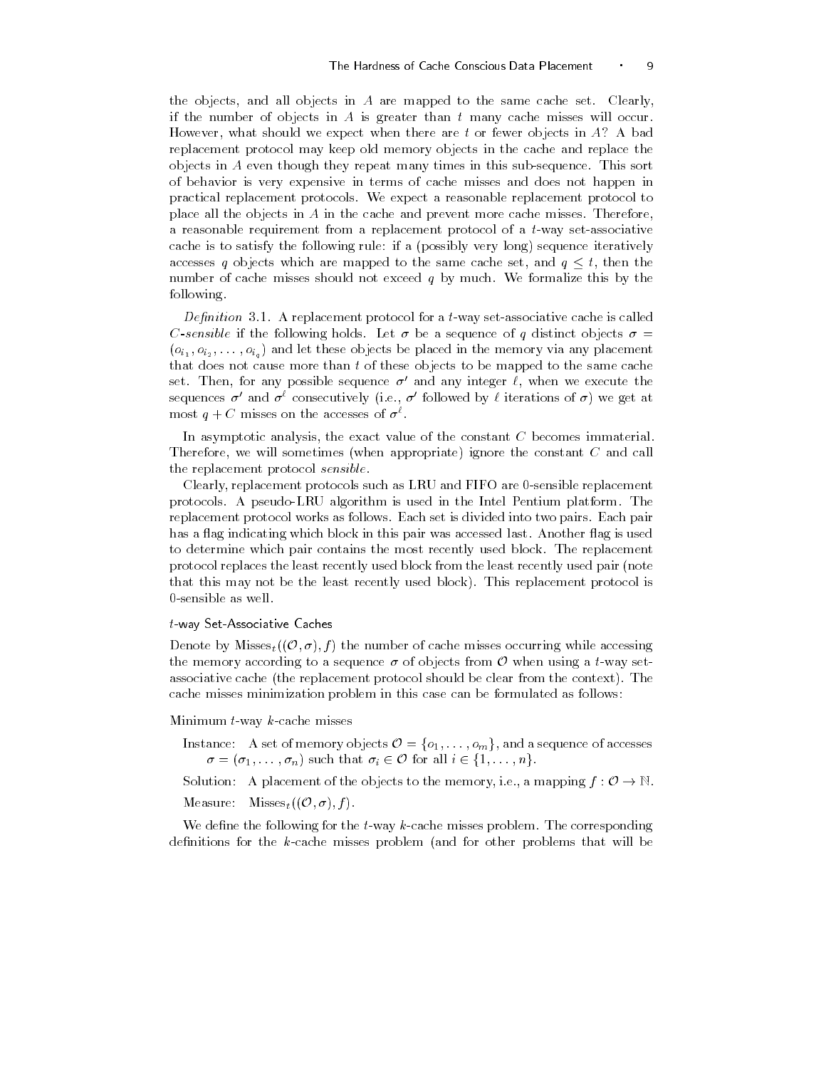the objects, and all objects in $A$ are mapped to the same cache set. Clearly, if the number of objects in $A$ is greater than $t$ many cache misses will occur. However, what should we expect when there are $t$ or fewer objects in $A$? A bad replacement protocol may keep old memory objects in the cache and replace the objects in $A$ even though they repeat many times in this sub-sequence. This sort of behavior is very expensive in terms of cache misses and does not happen in practical replacement protocols. We expect a reasonable replacement protocol to place all the objects in $A$ in the cache and prevent more cache misses. Therefore, a reasonable requirement from a replacement protocol of a $t$-way set-associative cache is to satisfy the following rule: if a (possibly very long) sequence iteratively accesses $q$ objects which are mapped to the same cache set, and $q \leq t$, then the number of cache misses should not exceed $q$ by much. We formalize this by the following.

*Definition* 3.1. A replacement protocol for a $t$-way set-associative cache is called *$C$-sensible* if the following holds. Let $\sigma$ be a sequence of $q$ distinct objects $\sigma = (o_{i_1}, o_{i_2}, \ldots, o_{i_q})$ and let these objects be placed in the memory via any placement that does not cause more than $t$ of these objects to be mapped to the same cache set. Then, for any possible sequence $\sigma'$ and any integer $\ell$, when we execute the sequences $\sigma'$ and $\sigma^{\ell}$ consecutively (i.e., $\sigma'$ followed by $\ell$ iterations of $\sigma$) we get at most $q + C$ misses on the accesses of $\sigma^{\ell}$.

In asymptotic analysis, the exact value of the constant $C$ becomes immaterial. Therefore, we will sometimes (when appropriate) ignore the constant $C$ and call the replacement protocol *sensible*.

Clearly, replacement protocols such as LRU and FIFO are 0-sensible replacement protocols. A pseudo-LRU algorithm is used in the Intel Pentium platform. The replacement protocol works as follows. Each set is divided into two pairs. Each pair has a flag indicating which block in this pair was accessed last. Another flag is used to determine which pair contains the most recently used block. The replacement protocol replaces the least recently used block from the least recently used pair (note that this may not be the least recently used block). This replacement protocol is 0-sensible as well.

### $t$-way Set-Associative Caches

Denote by $\text{Misses}_t((\mathcal{O}, \sigma), f)$ the number of cache misses occurring while accessing the memory according to a sequence $\sigma$ of objects from $\mathcal{O}$ when using a $t$-way set-associative cache (the replacement protocol should be clear from the context). The cache misses minimization problem in this case can be formulated as follows:

Minimum $t$-way $k$-cache misses

Instance: A set of memory objects $\mathcal{O} = \{o_1, \ldots, o_m\}$, and a sequence of accesses $\sigma = (\sigma_1, \ldots, \sigma_n)$ such that $\sigma_i \in \mathcal{O}$ for all $i \in \{1, \ldots, n\}$.

Solution: A placement of the objects to the memory, i.e., a mapping $f : \mathcal{O} \to \mathbb{N}$.

Measure: $\text{Misses}_t((\mathcal{O}, \sigma), f)$.

We define the following for the $t$-way $k$-cache misses problem. The corresponding definitions for the $k$-cache misses problem (and for other problems that will be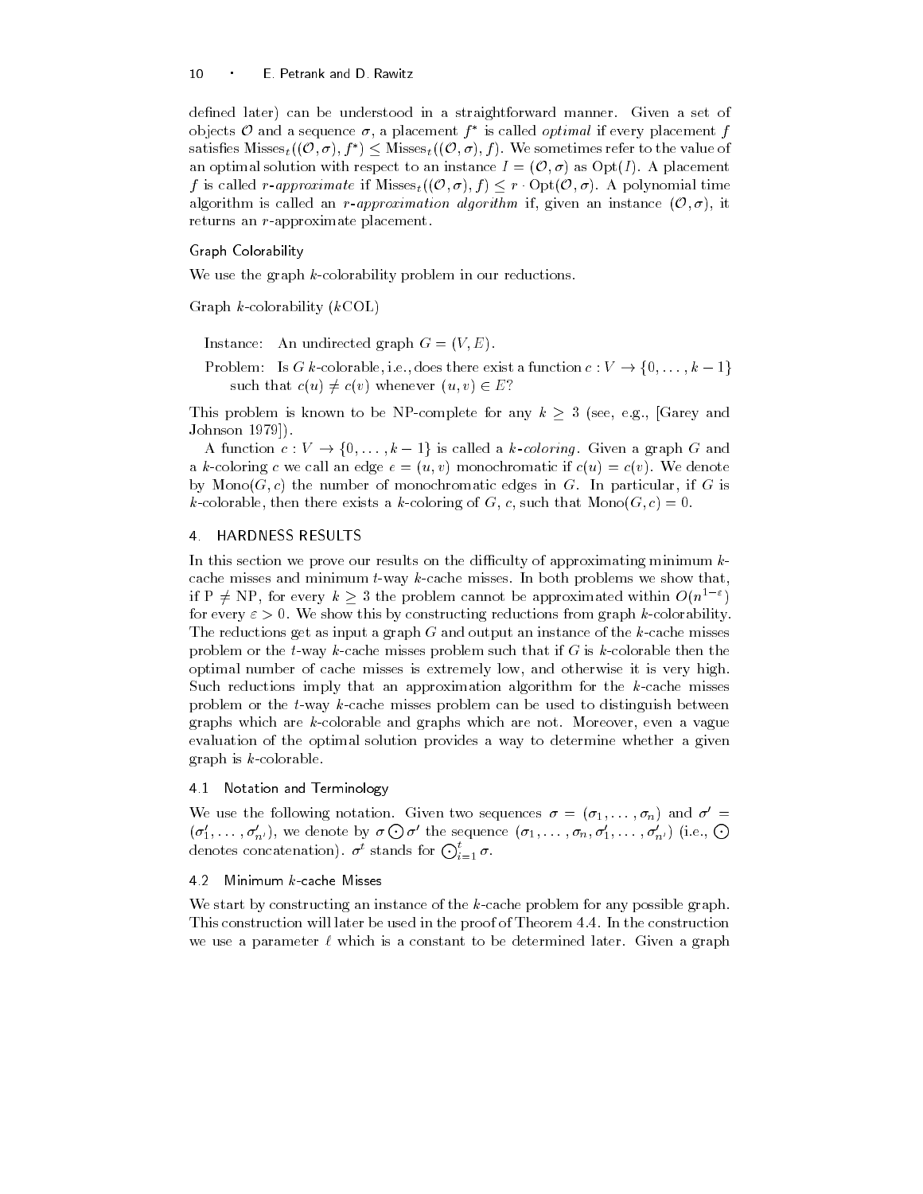defined later) can be understood in a straightforward manner. Given a set of objects $\mathcal{O}$ and a sequence $\sigma$, a placement $f^*$ is called *optimal* if every placement $f$ satisfies $\text{Misses}_t((\mathcal{O},\sigma), f^*) \leq \text{Misses}_t((\mathcal{O},\sigma), f)$. We sometimes refer to the value of an optimal solution with respect to an instance $I = (\mathcal{O},\sigma)$ as $\text{Opt}(I)$. A placement $f$ is called *r-approximate* if $\text{Misses}_t((\mathcal{O},\sigma), f) \leq r \cdot \text{Opt}(\mathcal{O},\sigma)$. A polynomial time algorithm is called an *r-approximation algorithm* if, given an instance $(\mathcal{O},\sigma)$, it returns an $r$-approximate placement.

### Graph Colorability

We use the graph $k$-colorability problem in our reductions.

Graph $k$-colorability ($k$COL)

> Instance: An undirected graph $G = (V, E)$.
>
> Problem: Is $G$ $k$-colorable, i.e., does there exist a function $c : V \to \{0, \ldots, k-1\}$ such that $c(u) \neq c(v)$ whenever $(u, v) \in E$?

This problem is known to be NP-complete for any $k \geq 3$ (see, e.g., [Garey and Johnson 1979]).

A function $c : V \to \{0, \ldots, k-1\}$ is called a *k-coloring*. Given a graph $G$ and a $k$-coloring $c$ we call an edge $e = (u, v)$ monochromatic if $c(u) = c(v)$. We denote by $\text{Mono}(G, c)$ the number of monochromatic edges in $G$. In particular, if $G$ is $k$-colorable, then there exists a $k$-coloring of $G$, $c$, such that $\text{Mono}(G, c) = 0$.

## 4. HARDNESS RESULTS

In this section we prove our results on the difficulty of approximating minimum $k$-cache misses and minimum $t$-way $k$-cache misses. In both problems we show that, if P $\neq$ NP, for every $k \geq 3$ the problem cannot be approximated within $O(n^{1-\varepsilon})$ for every $\varepsilon > 0$. We show this by constructing reductions from graph $k$-colorability. The reductions get as input a graph $G$ and output an instance of the $k$-cache misses problem or the $t$-way $k$-cache misses problem such that if $G$ is $k$-colorable then the optimal number of cache misses is extremely low, and otherwise it is very high. Such reductions imply that an approximation algorithm for the $k$-cache misses problem or the $t$-way $k$-cache misses problem can be used to distinguish between graphs which are $k$-colorable and graphs which are not. Moreover, even a vague evaluation of the optimal solution provides a way to determine whether a given graph is $k$-colorable.

### 4.1 Notation and Terminology

We use the following notation. Given two sequences $\sigma = (\sigma_1, \ldots, \sigma_n)$ and $\sigma' = (\sigma'_1, \ldots, \sigma'_{n'})$, we denote by $\sigma \bigodot \sigma'$ the sequence $(\sigma_1, \ldots, \sigma_n, \sigma'_1, \ldots, \sigma'_{n'})$ (i.e., $\bigodot$ denotes concatenation). $\sigma^t$ stands for $\bigodot_{i=1}^{t} \sigma$.

### 4.2 Minimum $k$-cache Misses

We start by constructing an instance of the $k$-cache problem for any possible graph. This construction will later be used in the proof of Theorem 4.4. In the construction we use a parameter $\ell$ which is a constant to be determined later. Given a graph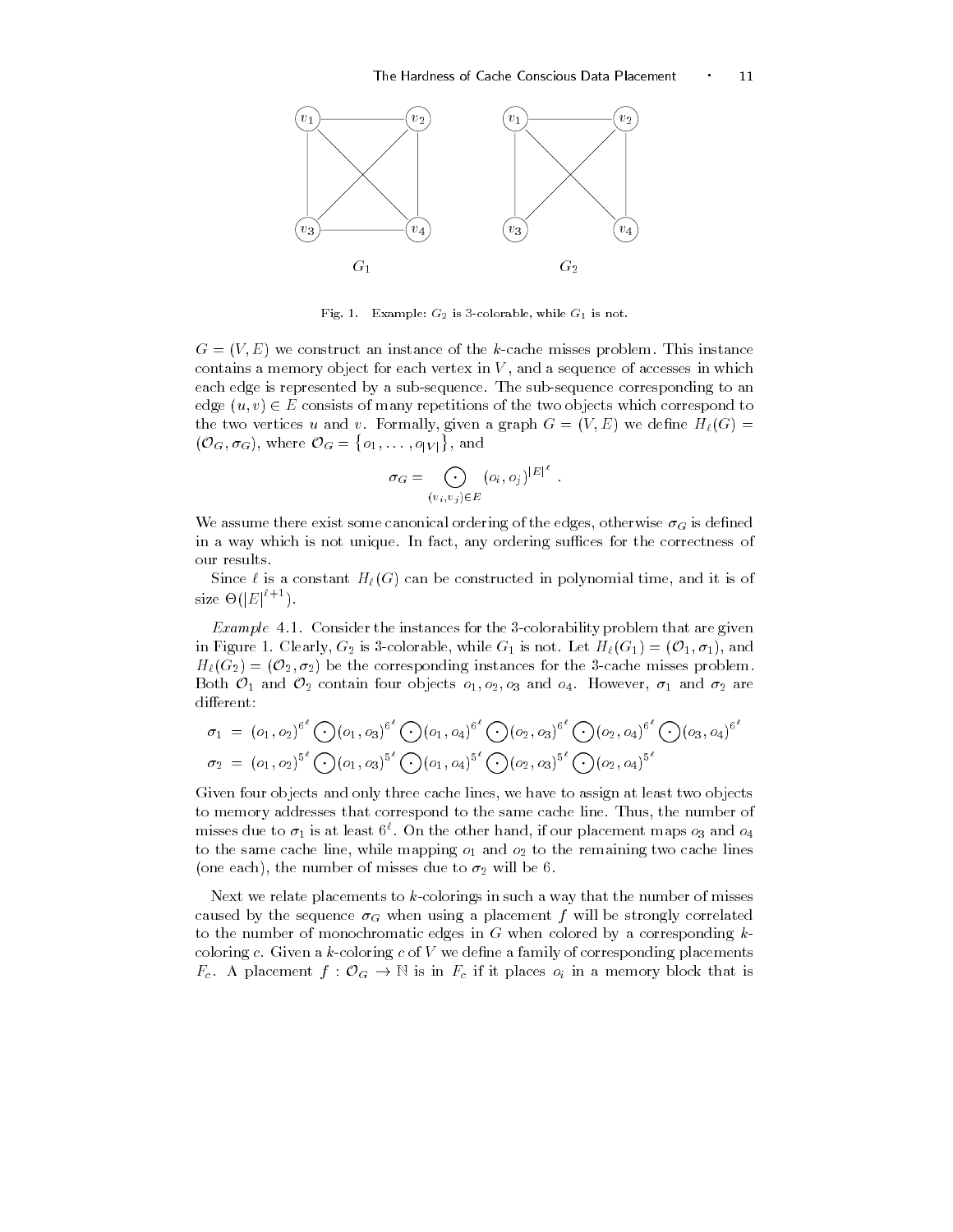Fig. 1. Example: $G_2$ is 3-colorable, while $G_1$ is not.

$G = (V, E)$ we construct an instance of the $k$-cache misses problem. This instance contains a memory object for each vertex in $V$, and a sequence of accesses in which each edge is represented by a sub-sequence. The sub-sequence corresponding to an edge $(u, v) \in E$ consists of many repetitions of the two objects which correspond to the two vertices $u$ and $v$. Formally, given a graph $G = (V, E)$ we define $H_\ell(G) = (\mathcal{O}_G, \sigma_G)$, where $\mathcal{O}_G = \{o_1, \ldots, o_{|V|}\}$, and

$$\sigma_G = \bigodot_{(v_i, v_j) \in E} (o_i, o_j)^{|E|^\ell} .$$

We assume there exist some canonical ordering of the edges, otherwise $\sigma_G$ is defined in a way which is not unique. In fact, any ordering suffices for the correctness of our results.

Since $\ell$ is a constant $H_\ell(G)$ can be constructed in polynomial time, and it is of size $\Theta(|E|^{\ell+1})$.

*Example* 4.1. Consider the instances for the 3-colorability problem that are given in Figure 1. Clearly, $G_2$ is 3-colorable, while $G_1$ is not. Let $H_\ell(G_1) = (\mathcal{O}_1, \sigma_1)$, and $H_\ell(G_2) = (\mathcal{O}_2, \sigma_2)$ be the corresponding instances for the 3-cache misses problem. Both $\mathcal{O}_1$ and $\mathcal{O}_2$ contain four objects $o_1, o_2, o_3$ and $o_4$. However, $\sigma_1$ and $\sigma_2$ are different:

$$\sigma_1 = (o_1, o_2)^{6^\ell} \bigodot (o_1, o_3)^{6^\ell} \bigodot (o_1, o_4)^{6^\ell} \bigodot (o_2, o_3)^{6^\ell} \bigodot (o_2, o_4)^{6^\ell} \bigodot (o_3, o_4)^{6^\ell}$$

$$\sigma_2 = (o_1, o_2)^{5^\ell} \bigodot (o_1, o_3)^{5^\ell} \bigodot (o_1, o_4)^{5^\ell} \bigodot (o_2, o_3)^{5^\ell} \bigodot (o_2, o_4)^{5^\ell}$$

Given four objects and only three cache lines, we have to assign at least two objects to memory addresses that correspond to the same cache line. Thus, the number of misses due to $\sigma_1$ is at least $6^\ell$. On the other hand, if our placement maps $o_3$ and $o_4$ to the same cache line, while mapping $o_1$ and $o_2$ to the remaining two cache lines (one each), the number of misses due to $\sigma_2$ will be 6.

Next we relate placements to $k$-colorings in such a way that the number of misses caused by the sequence $\sigma_G$ when using a placement $f$ will be strongly correlated to the number of monochromatic edges in $G$ when colored by a corresponding $k$-coloring $c$. Given a $k$-coloring $c$ of $V$ we define a family of corresponding placements $F_c$. A placement $f : \mathcal{O}_G \to \mathbb{N}$ is in $F_c$ if it places $o_i$ in a memory block that is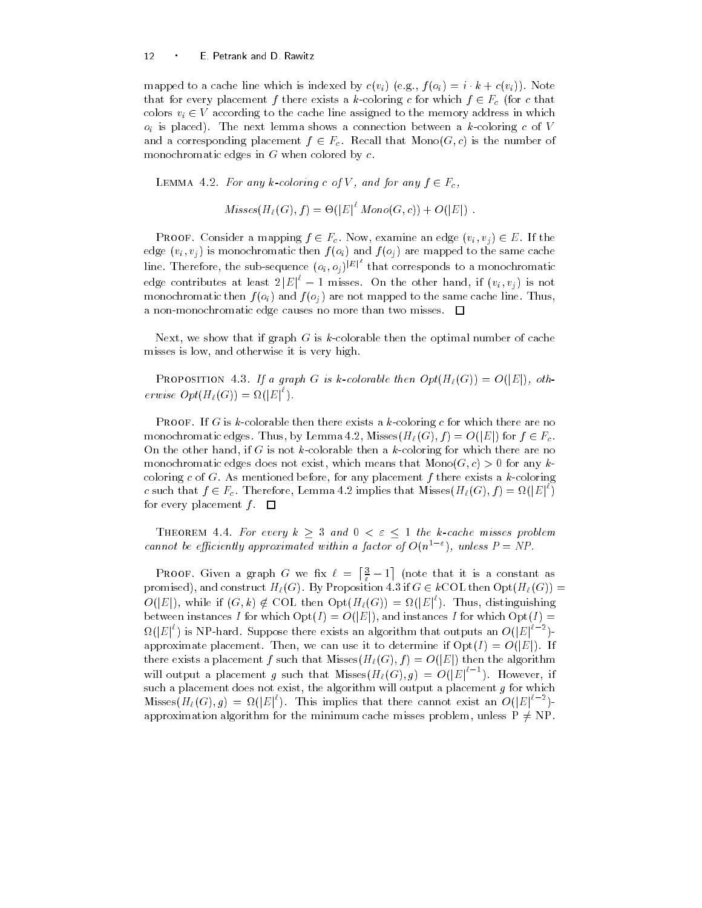mapped to a cache line which is indexed by $c(v_i)$ (e.g., $f(o_i) = i \cdot k + c(v_i)$). Note that for every placement $f$ there exists a $k$-coloring $c$ for which $f \in F_c$ (for $c$ that colors $v_i \in V$ according to the cache line assigned to the memory address in which $o_i$ is placed). The next lemma shows a connection between a $k$-coloring $c$ of $V$ and a corresponding placement $f \in F_c$. Recall that $\text{Mono}(G, c)$ is the number of monochromatic edges in $G$ when colored by $c$.

Lemma 4.2. *For any $k$-coloring $c$ of $V$, and for any $f \in F_c$,*

$$Misses(H_\ell(G), f) = \Theta(|E|^\ell \, Mono(G, c)) + O(|E|) \ .$$

Proof. Consider a mapping $f \in F_c$. Now, examine an edge $(v_i, v_j) \in E$. If the edge $(v_i, v_j)$ is monochromatic then $f(o_i)$ and $f(o_j)$ are mapped to the same cache line. Therefore, the sub-sequence $(o_i, o_j)^{|E|^\ell}$ that corresponds to a monochromatic edge contributes at least $2|E|^\ell - 1$ misses. On the other hand, if $(v_i, v_j)$ is not monochromatic then $f(o_i)$ and $f(o_j)$ are not mapped to the same cache line. Thus, a non-monochromatic edge causes no more than two misses. □

Next, we show that if graph $G$ is $k$-colorable then the optimal number of cache misses is low, and otherwise it is very high.

Proposition 4.3. *If a graph $G$ is $k$-colorable then $Opt(H_\ell(G)) = O(|E|)$, otherwise $Opt(H_\ell(G)) = \Omega(|E|^\ell)$.*

Proof. If $G$ is $k$-colorable then there exists a $k$-coloring $c$ for which there are no monochromatic edges. Thus, by Lemma 4.2, $\text{Misses}(H_\ell(G), f) = O(|E|)$ for $f \in F_c$. On the other hand, if $G$ is not $k$-colorable then a $k$-coloring for which there are no monochromatic edges does not exist, which means that $\text{Mono}(G, c) > 0$ for any $k$-coloring $c$ of $G$. As mentioned before, for any placement $f$ there exists a $k$-coloring $c$ such that $f \in F_c$. Therefore, Lemma 4.2 implies that $\text{Misses}(H_\ell(G), f) = \Omega(|E|^\ell)$ for every placement $f$. □

Theorem 4.4. *For every $k \geq 3$ and $0 < \varepsilon \leq 1$ the $k$-cache misses problem cannot be efficiently approximated within a factor of $O(n^{1-\varepsilon})$, unless P = NP.*

Proof. Given a graph $G$ we fix $\ell = \lceil \frac{3}{\varepsilon} - 1 \rceil$ (note that it is a constant as promised), and construct $H_\ell(G)$. By Proposition 4.3 if $G \in k\text{COL}$ then $\text{Opt}(H_\ell(G)) = O(|E|)$, while if $(G, k) \notin \text{COL}$ then $\text{Opt}(H_\ell(G)) = \Omega(|E|^\ell)$. Thus, distinguishing between instances $I$ for which $\text{Opt}(I) = O(|E|)$, and instances $I$ for which $\text{Opt}(I) = \Omega(|E|^\ell)$ is NP-hard. Suppose there exists an algorithm that outputs an $O(|E|^{\ell-2})$-approximate placement. Then, we can use it to determine if $\text{Opt}(I) = O(|E|)$. If there exists a placement $f$ such that $\text{Misses}(H_\ell(G), f) = O(|E|)$ then the algorithm will output a placement $g$ such that $\text{Misses}(H_\ell(G), g) = O(|E|^{\ell-1})$. However, if such a placement does not exist, the algorithm will output a placement $g$ for which $\text{Misses}(H_\ell(G), g) = \Omega(|E|^\ell)$. This implies that there cannot exist an $O(|E|^{\ell-2})$-approximation algorithm for the minimum cache misses problem, unless P $\neq$ NP.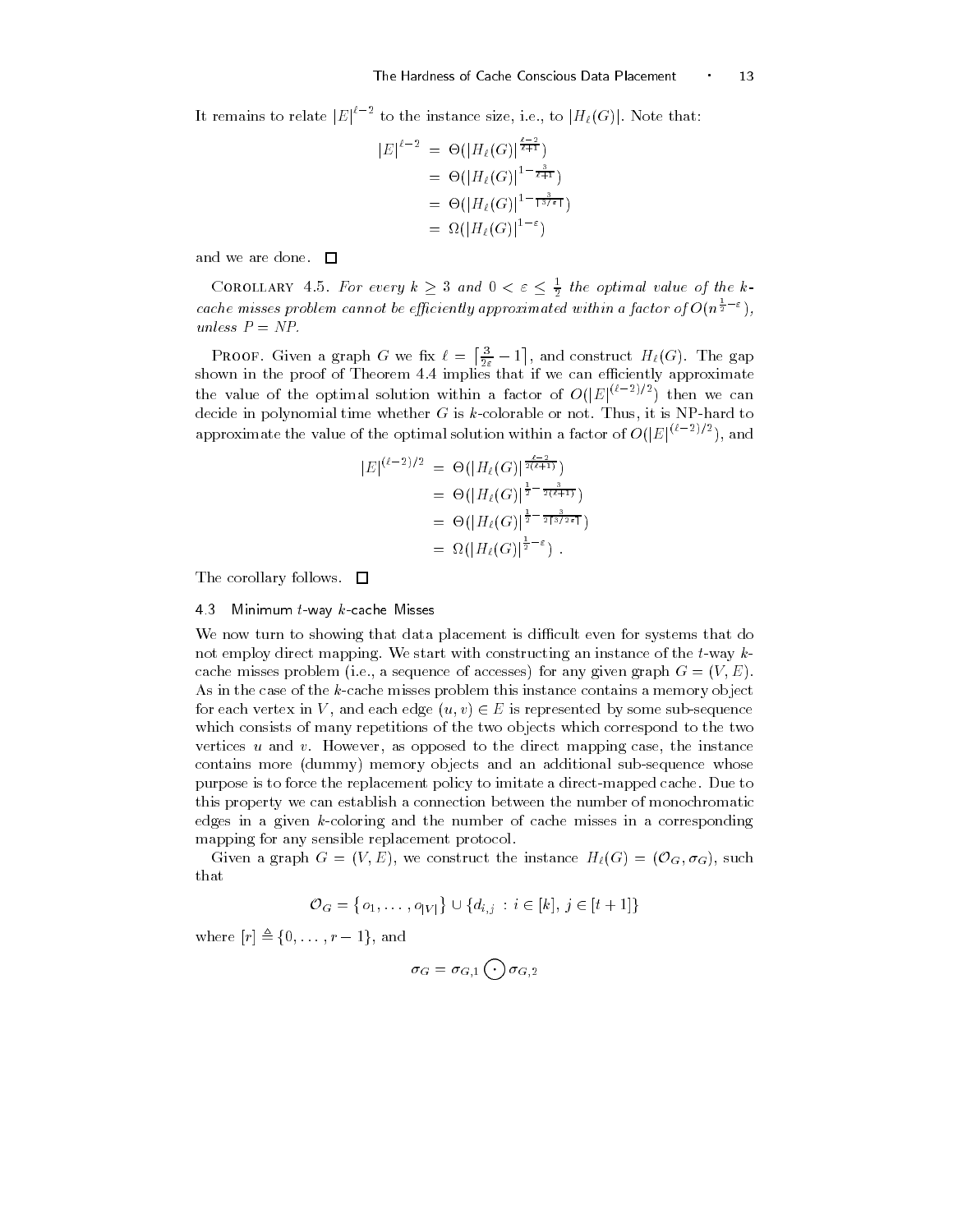It remains to relate $|E|^{\ell-2}$ to the instance size, i.e., to $|H_\ell(G)|$. Note that:

$$
\begin{aligned}
|E|^{\ell-2} &= \Theta(|H_\ell(G)|^{\frac{\ell-2}{\ell+1}}) \\
&= \Theta(|H_\ell(G)|^{1-\frac{3}{\ell+1}}) \\
&= \Theta(|H_\ell(G)|^{1-\frac{3}{\lceil 3/\varepsilon \rceil}}) \\
&= \Omega(|H_\ell(G)|^{1-\varepsilon})
\end{aligned}
$$

and we are done. □

Corollary 4.5. *For every $k \geq 3$ and $0 < \varepsilon \leq \frac{1}{2}$ the optimal value of the $k$-cache misses problem cannot be efficiently approximated within a factor of $O(n^{\frac{1}{2}-\varepsilon})$, unless P = NP.*

Proof. Given a graph $G$ we fix $\ell = \left\lceil \frac{3}{2\varepsilon} - 1 \right\rceil$, and construct $H_\ell(G)$. The gap shown in the proof of Theorem 4.4 implies that if we can efficiently approximate the value of the optimal solution within a factor of $O(|E|^{(\ell-2)/2})$ then we can decide in polynomial time whether $G$ is $k$-colorable or not. Thus, it is NP-hard to approximate the value of the optimal solution within a factor of $O(|E|^{(\ell-2)/2})$, and

$$
\begin{aligned}
|E|^{(\ell-2)/2} &= \Theta(|H_\ell(G)|^{\frac{\ell-2}{2(\ell+1)}}) \\
&= \Theta(|H_\ell(G)|^{\frac{1}{2}-\frac{3}{2(\ell+1)}}) \\
&= \Theta(|H_\ell(G)|^{\frac{1}{2}-\frac{3}{2\lceil 3/2\varepsilon \rceil}}) \\
&= \Omega(|H_\ell(G)|^{\frac{1}{2}-\varepsilon}) \ .
\end{aligned}
$$

The corollary follows. □

### 4.3 Minimum $t$-way $k$-cache Misses

We now turn to showing that data placement is difficult even for systems that do not employ direct mapping. We start with constructing an instance of the $t$-way $k$-cache misses problem (i.e., a sequence of accesses) for any given graph $G = (V, E)$. As in the case of the $k$-cache misses problem this instance contains a memory object for each vertex in $V$, and each edge $(u, v) \in E$ is represented by some sub-sequence which consists of many repetitions of the two objects which correspond to the two vertices $u$ and $v$. However, as opposed to the direct mapping case, the instance contains more (dummy) memory objects and an additional sub-sequence whose purpose is to force the replacement policy to imitate a direct-mapped cache. Due to this property we can establish a connection between the number of monochromatic edges in a given $k$-coloring and the number of cache misses in a corresponding mapping for any sensible replacement protocol.

Given a graph $G = (V, E)$, we construct the instance $H_\ell(G) = (\mathcal{O}_G, \sigma_G)$, such that

$$
\mathcal{O}_G = \{o_1, \ldots, o_{|V|}\} \cup \{d_{i,j} \,:\, i \in [k],\, j \in [t+1]\}
$$

where $[r] \triangleq \{0, \ldots, r-1\}$, and

$$
\sigma_G = \sigma_{G,1} \bigodot \sigma_{G,2}
$$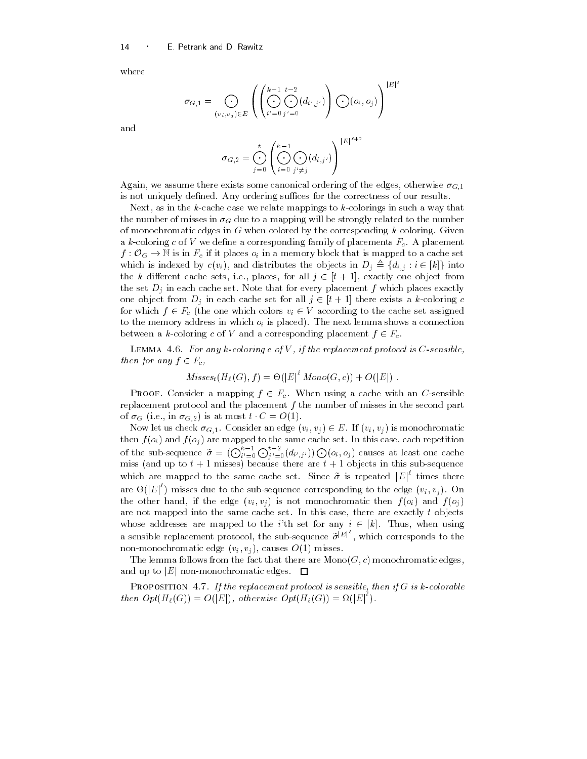where

$$\sigma_{G,1} = \bigodot_{(v_i,v_j)\in E} \left( \left( \bigodot_{i'=0}^{k-1} \bigodot_{j'=0}^{t-2} (d_{i',j'}) \right) \bigodot (o_i, o_j) \right)^{|E|^\ell}$$

and

$$\sigma_{G,2} = \bigodot_{j=0}^{t} \left( \bigodot_{i=0}^{k-1} \bigodot_{j'\neq j} (d_{i,j'}) \right)^{|E|^{\ell+2}}$$

Again, we assume there exists some canonical ordering of the edges, otherwise $\sigma_{G,1}$ is not uniquely defined. Any ordering suffices for the correctness of our results.

Next, as in the $k$-cache case we relate mappings to $k$-colorings in such a way that the number of misses in $\sigma_G$ due to a mapping will be strongly related to the number of monochromatic edges in $G$ when colored by the corresponding $k$-coloring. Given a $k$-coloring $c$ of $V$ we define a corresponding family of placements $F_c$. A placement $f : \mathcal{O}_G \to \mathbb{N}$ is in $F_c$ if it places $o_i$ in a memory block that is mapped to a cache set which is indexed by $c(v_i)$, and distributes the objects in $D_j \triangleq \{d_{i,j} : i \in [k]\}$ into the $k$ different cache sets, i.e., places, for all $j \in [t+1]$, exactly one object from the set $D_j$ in each cache set. Note that for every placement $f$ which places exactly one object from $D_j$ in each cache set for all $j \in [t+1]$ there exists a $k$-coloring $c$ for which $f \in F_c$ (the one which colors $v_i \in V$ according to the cache set assigned to the memory address in which $o_i$ is placed). The next lemma shows a connection between a $k$-coloring $c$ of $V$ and a corresponding placement $f \in F_c$.

Lemma 4.6. *For any $k$-coloring $c$ of $V$, if the replacement protocol is $C$-sensible, then for any $f \in F_c$,*

$$Misses_t(H_\ell(G), f) = \Theta(|E|^\ell \, Mono(G,c)) + O(|E|) \; .$$

Proof. Consider a mapping $f \in F_c$. When using a cache with an $C$-sensible replacement protocol and the placement $f$ the number of misses in the second part of $\sigma_G$ (i.e., in $\sigma_{G,2}$) is at most $t \cdot C = O(1)$.

Now let us check $\sigma_{G,1}$. Consider an edge $(v_i, v_j) \in E$. If $(v_i, v_j)$ is monochromatic then $f(o_i)$ and $f(o_j)$ are mapped to the same cache set. In this case, each repetition of the sub-sequence $\tilde{\sigma} = (\bigodot_{i'=0}^{k-1} \bigodot_{j'=0}^{t-2} (d_{i',j'})) \bigodot (o_i, o_j)$ causes at least one cache miss (and up to $t+1$ misses) because there are $t+1$ objects in this sub-sequence which are mapped to the same cache set. Since $\tilde{\sigma}$ is repeated $|E|^\ell$ times there are $\Theta(|E|^\ell)$ misses due to the sub-sequence corresponding to the edge $(v_i, v_j)$. On the other hand, if the edge $(v_i, v_j)$ is not monochromatic then $f(o_i)$ and $f(o_j)$ are not mapped into the same cache set. In this case, there are exactly $t$ objects whose addresses are mapped to the $i$'th set for any $i \in [k]$. Thus, when using a sensible replacement protocol, the sub-sequence $\tilde{\sigma}^{|E|^\ell}$, which corresponds to the non-monochromatic edge $(v_i, v_j)$, causes $O(1)$ misses.

The lemma follows from the fact that there are $\text{Mono}(G, c)$ monochromatic edges, and up to $|E|$ non-monochromatic edges. □

Proposition 4.7. *If the replacement protocol is sensible, then if $G$ is $k$-colorable then $Opt(H_\ell(G)) = O(|E|)$, otherwise $Opt(H_\ell(G)) = \Omega(|E|^\ell)$.*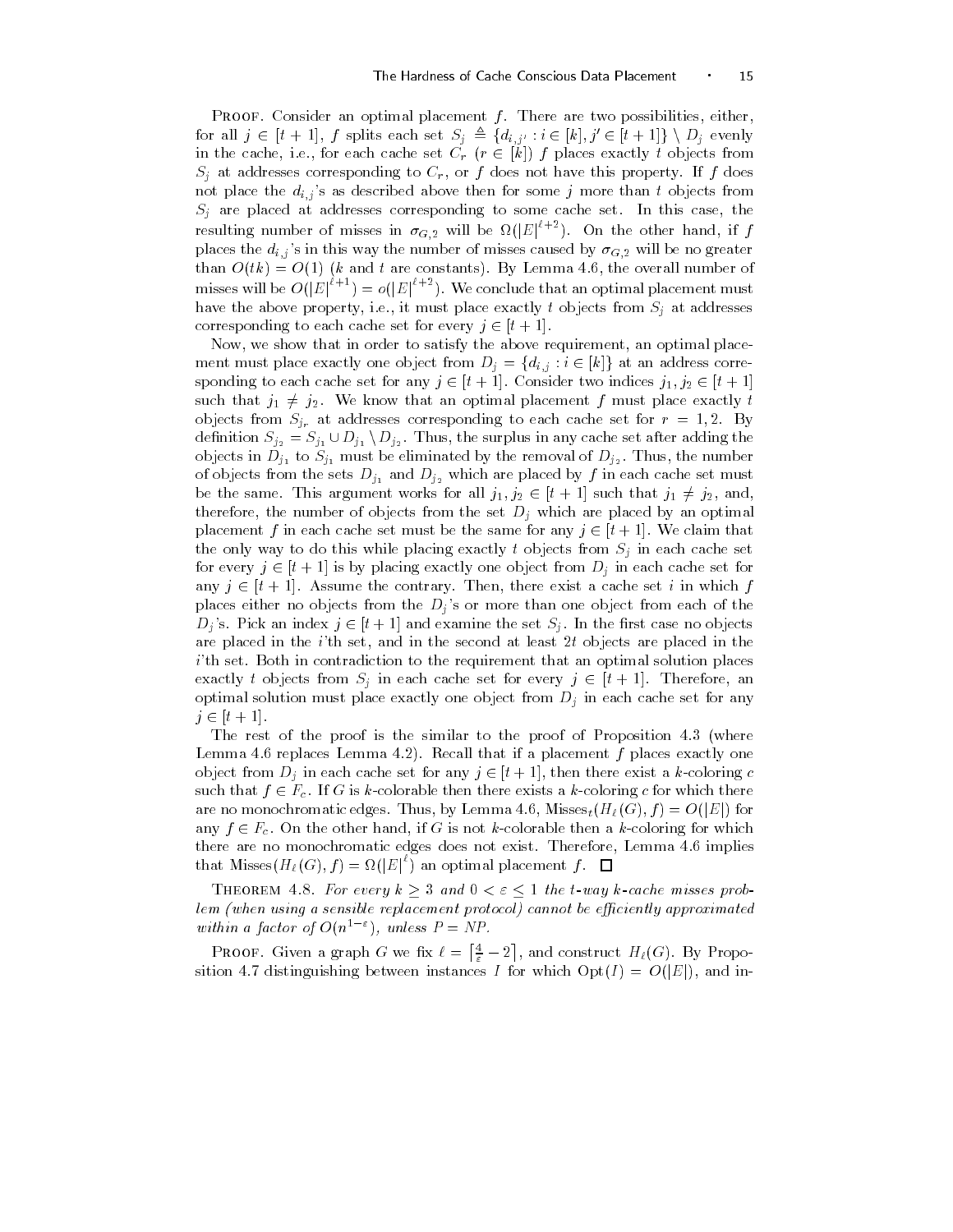PROOF. Consider an optimal placement $f$. There are two possibilities, either, for all $j \in [t+1]$, $f$ splits each set $S_j \triangleq \{d_{i,j'} : i \in [k], j' \in [t+1]\} \setminus D_j$ evenly in the cache, i.e., for each cache set $C_r$ ($r \in [k]$) $f$ places exactly $t$ objects from $S_j$ at addresses corresponding to $C_r$, or $f$ does not have this property. If $f$ does not place the $d_{i,j}$'s as described above then for some $j$ more than $t$ objects from $S_j$ are placed at addresses corresponding to some cache set. In this case, the resulting number of misses in $\sigma_{G,2}$ will be $\Omega(|E|^{\ell+2})$. On the other hand, if $f$ places the $d_{i,j}$'s in this way the number of misses caused by $\sigma_{G,2}$ will be no greater than $O(tk) = O(1)$ ($k$ and $t$ are constants). By Lemma 4.6, the overall number of misses will be $O(|E|^{\ell+1}) = o(|E|^{\ell+2})$. We conclude that an optimal placement must have the above property, i.e., it must place exactly $t$ objects from $S_j$ at addresses corresponding to each cache set for every $j \in [t+1]$.

Now, we show that in order to satisfy the above requirement, an optimal placement must place exactly one object from $D_j = \{d_{i,j} : i \in [k]\}$ at an address corresponding to each cache set for any $j \in [t+1]$. Consider two indices $j_1, j_2 \in [t+1]$ such that $j_1 \neq j_2$. We know that an optimal placement $f$ must place exactly $t$ objects from $S_{j_r}$ at addresses corresponding to each cache set for $r = 1, 2$. By definition $S_{j_2} = S_{j_1} \cup D_{j_1} \setminus D_{j_2}$. Thus, the surplus in any cache set after adding the objects in $D_{j_1}$ to $S_{j_1}$ must be eliminated by the removal of $D_{j_2}$. Thus, the number of objects from the sets $D_{j_1}$ and $D_{j_2}$ which are placed by $f$ in each cache set must be the same. This argument works for all $j_1, j_2 \in [t+1]$ such that $j_1 \neq j_2$, and, therefore, the number of objects from the set $D_j$ which are placed by an optimal placement $f$ in each cache set must be the same for any $j \in [t+1]$. We claim that the only way to do this while placing exactly $t$ objects from $S_j$ in each cache set for every $j \in [t+1]$ is by placing exactly one object from $D_j$ in each cache set for any $j \in [t+1]$. Assume the contrary. Then, there exist a cache set $i$ in which $f$ places either no objects from the $D_j$'s or more than one object from each of the $D_j$'s. Pick an index $j \in [t+1]$ and examine the set $S_j$. In the first case no objects are placed in the $i$'th set, and in the second at least $2t$ objects are placed in the $i$'th set. Both in contradiction to the requirement that an optimal solution places exactly $t$ objects from $S_j$ in each cache set for every $j \in [t+1]$. Therefore, an optimal solution must place exactly one object from $D_j$ in each cache set for any $j \in [t+1]$.

The rest of the proof is the similar to the proof of Proposition 4.3 (where Lemma 4.6 replaces Lemma 4.2). Recall that if a placement $f$ places exactly one object from $D_j$ in each cache set for any $j \in [t+1]$, then there exist a $k$-coloring $c$ such that $f \in F_c$. If $G$ is $k$-colorable then there exists a $k$-coloring $c$ for which there are no monochromatic edges. Thus, by Lemma 4.6, $\text{Misses}_t(H_\ell(G), f) = O(|E|)$ for any $f \in F_c$. On the other hand, if $G$ is not $k$-colorable then a $k$-coloring for which there are no monochromatic edges does not exist. Therefore, Lemma 4.6 implies that $\text{Misses}(H_\ell(G), f) = \Omega(|E|^{\ell})$ an optimal placement $f$. $\square$

THEOREM 4.8. *For every $k \geq 3$ and $0 < \varepsilon \leq 1$ the $t$-way $k$-cache misses problem (when using a sensible replacement protocol) cannot be efficiently approximated within a factor of $O(n^{1-\varepsilon})$, unless P = NP.*

PROOF. Given a graph $G$ we fix $\ell = \left\lceil \frac{4}{\varepsilon} - 2 \right\rceil$, and construct $H_\ell(G)$. By Proposition 4.7 distinguishing between instances $I$ for which $\text{Opt}(I) = O(|E|)$, and in-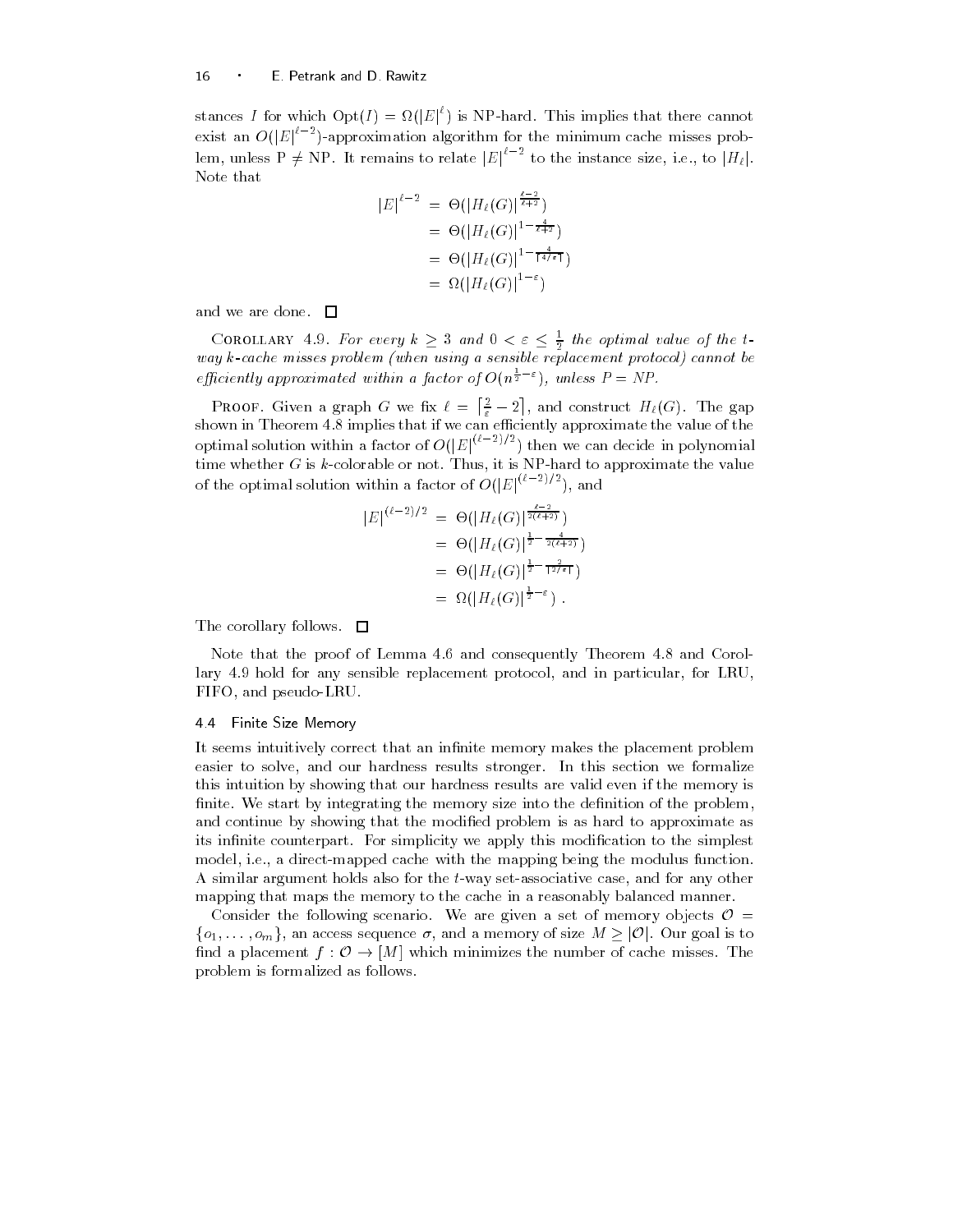stances $I$ for which $\text{Opt}(I) = \Omega(|E|^{\ell})$ is NP-hard. This implies that there cannot exist an $O(|E|^{\ell-2})$-approximation algorithm for the minimum cache misses problem, unless $\text{P} \neq \text{NP}$. It remains to relate $|E|^{\ell-2}$ to the instance size, i.e., to $|H_\ell|$. Note that

$$
\begin{aligned}
|E|^{\ell-2} &= \Theta(|H_\ell(G)|^{\frac{\ell-2}{\ell+2}}) \\
&= \Theta(|H_\ell(G)|^{1-\frac{4}{\ell+2}}) \\
&= \Theta(|H_\ell(G)|^{1-\frac{4}{\lceil 4/\varepsilon \rceil}}) \\
&= \Omega(|H_\ell(G)|^{1-\varepsilon})
\end{aligned}
$$

and we are done. □

Corollary 4.9. *For every $k \geq 3$ and $0 < \varepsilon \leq \frac{1}{2}$ the optimal value of the $t$-way $k$-cache misses problem (when using a sensible replacement protocol) cannot be efficiently approximated within a factor of $O(n^{\frac{1}{2}-\varepsilon})$, unless $P = NP$.*

Proof. Given a graph $G$ we fix $\ell = \lceil \frac{2}{\varepsilon} - 2 \rceil$, and construct $H_\ell(G)$. The gap shown in Theorem 4.8 implies that if we can efficiently approximate the value of the optimal solution within a factor of $O(|E|^{(\ell-2)/2})$ then we can decide in polynomial time whether $G$ is $k$-colorable or not. Thus, it is NP-hard to approximate the value of the optimal solution within a factor of $O(|E|^{(\ell-2)/2})$, and

$$
\begin{aligned}
|E|^{(\ell-2)/2} &= \Theta(|H_\ell(G)|^{\frac{\ell-2}{2(\ell+2)}}) \\
&= \Theta(|H_\ell(G)|^{\frac{1}{2}-\frac{4}{2(\ell+2)}}) \\
&= \Theta(|H_\ell(G)|^{\frac{1}{2}-\frac{2}{\lceil 2/\varepsilon \rceil}}) \\
&= \Omega(|H_\ell(G)|^{\frac{1}{2}-\varepsilon}) \ .
\end{aligned}
$$

The corollary follows. □

Note that the proof of Lemma 4.6 and consequently Theorem 4.8 and Corollary 4.9 hold for any sensible replacement protocol, and in particular, for LRU, FIFO, and pseudo-LRU.

### 4.4 Finite Size Memory

It seems intuitively correct that an infinite memory makes the placement problem easier to solve, and our hardness results stronger. In this section we formalize this intuition by showing that our hardness results are valid even if the memory is finite. We start by integrating the memory size into the definition of the problem, and continue by showing that the modified problem is as hard to approximate as its infinite counterpart. For simplicity we apply this modification to the simplest model, i.e., a direct-mapped cache with the mapping being the modulus function. A similar argument holds also for the $t$-way set-associative case, and for any other mapping that maps the memory to the cache in a reasonably balanced manner.

Consider the following scenario. We are given a set of memory objects $\mathcal{O} = \{o_1, \ldots, o_m\}$, an access sequence $\sigma$, and a memory of size $M \geq |\mathcal{O}|$. Our goal is to find a placement $f : \mathcal{O} \to [M]$ which minimizes the number of cache misses. The problem is formalized as follows.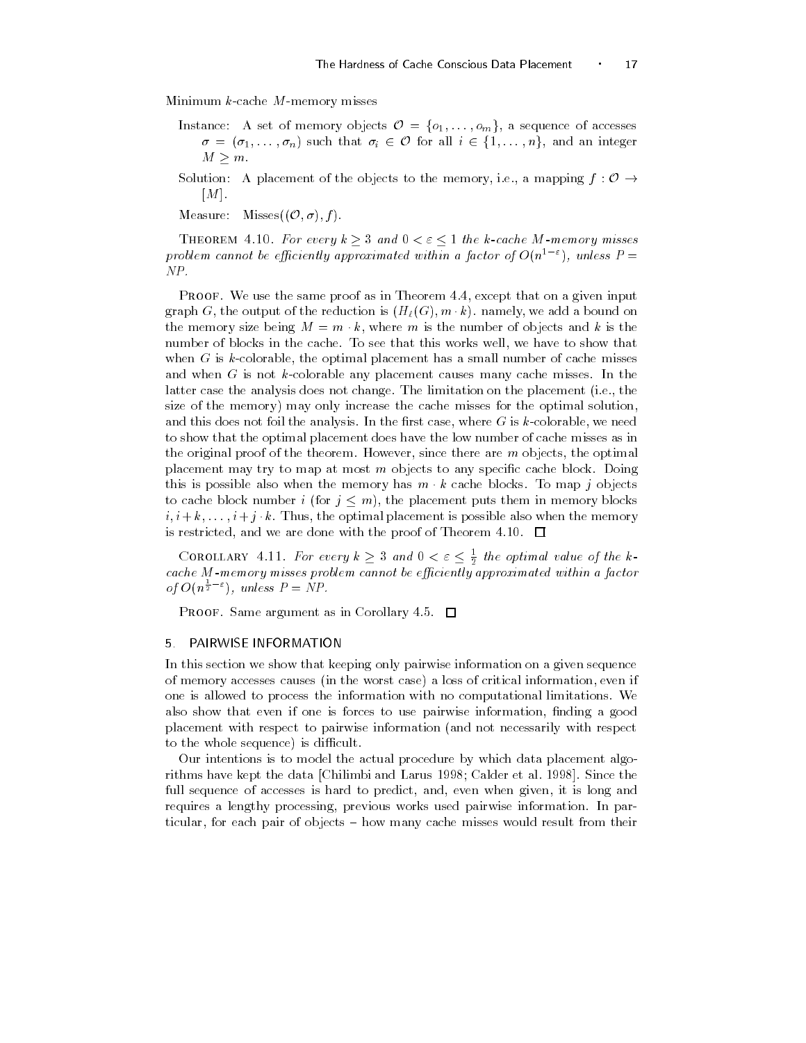Minimum $k$-cache $M$-memory misses

Instance: A set of memory objects $\mathcal{O} = \{o_1, \ldots, o_m\}$, a sequence of accesses $\sigma = (\sigma_1, \ldots, \sigma_n)$ such that $\sigma_i \in \mathcal{O}$ for all $i \in \{1, \ldots, n\}$, and an integer $M \geq m$.

Solution: A placement of the objects to the memory, i.e., a mapping $f : \mathcal{O} \to [M]$.

Measure: $\text{Misses}((\mathcal{O}, \sigma), f)$.

Theorem 4.10. *For every $k \geq 3$ and $0 < \varepsilon \leq 1$ the $k$-cache $M$-memory misses problem cannot be efficiently approximated within a factor of $O(n^{1-\varepsilon})$, unless P = NP.*

Proof. We use the same proof as in Theorem 4.4, except that on a given input graph $G$, the output of the reduction is $(H_\ell(G), m \cdot k)$. namely, we add a bound on the memory size being $M = m \cdot k$, where $m$ is the number of objects and $k$ is the number of blocks in the cache. To see that this works well, we have to show that when $G$ is $k$-colorable, the optimal placement has a small number of cache misses and when $G$ is not $k$-colorable any placement causes many cache misses. In the latter case the analysis does not change. The limitation on the placement (i.e., the size of the memory) may only increase the cache misses for the optimal solution, and this does not foil the analysis. In the first case, where $G$ is $k$-colorable, we need to show that the optimal placement does have the low number of cache misses as in the original proof of the theorem. However, since there are $m$ objects, the optimal placement may try to map at most $m$ objects to any specific cache block. Doing this is possible also when the memory has $m \cdot k$ cache blocks. To map $j$ objects to cache block number $i$ (for $j \leq m$), the placement puts them in memory blocks $i, i+k, \ldots, i+j \cdot k$. Thus, the optimal placement is possible also when the memory is restricted, and we are done with the proof of Theorem 4.10. □

Corollary 4.11. *For every $k \geq 3$ and $0 < \varepsilon \leq \frac{1}{2}$ the optimal value of the $k$-cache $M$-memory misses problem cannot be efficiently approximated within a factor of $O(n^{\frac{1}{2}-\varepsilon})$, unless P = NP.*

Proof. Same argument as in Corollary 4.5. □

## 5. PAIRWISE INFORMATION

In this section we show that keeping only pairwise information on a given sequence of memory accesses causes (in the worst case) a loss of critical information, even if one is allowed to process the information with no computational limitations. We also show that even if one is forces to use pairwise information, finding a good placement with respect to pairwise information (and not necessarily with respect to the whole sequence) is difficult.

Our intentions is to model the actual procedure by which data placement algorithms have kept the data [Chilimbi and Larus 1998; Calder et al. 1998]. Since the full sequence of accesses is hard to predict, and, even when given, it is long and requires a lengthy processing, previous works used pairwise information. In particular, for each pair of objects – how many cache misses would result from their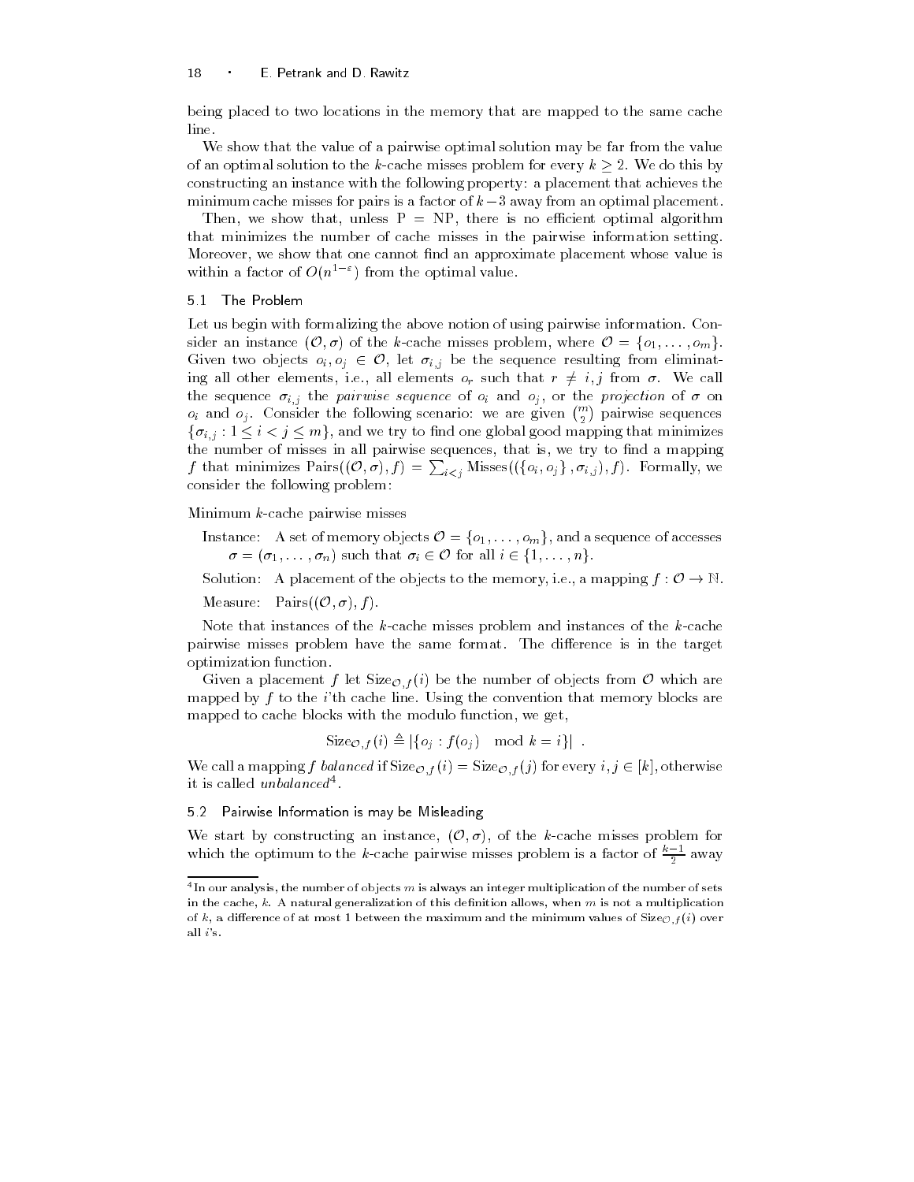being placed to two locations in the memory that are mapped to the same cache line.

We show that the value of a pairwise optimal solution may be far from the value of an optimal solution to the $k$-cache misses problem for every $k \geq 2$. We do this by constructing an instance with the following property: a placement that achieves the minimum cache misses for pairs is a factor of $k-3$ away from an optimal placement.

Then, we show that, unless P = NP, there is no efficient optimal algorithm that minimizes the number of cache misses in the pairwise information setting. Moreover, we show that one cannot find an approximate placement whose value is within a factor of $O(n^{1-\varepsilon})$ from the optimal value.

### 5.1 The Problem

Let us begin with formalizing the above notion of using pairwise information. Consider an instance $(\mathcal{O}, \sigma)$ of the $k$-cache misses problem, where $\mathcal{O} = \{o_1, \ldots, o_m\}$. Given two objects $o_i, o_j \in \mathcal{O}$, let $\sigma_{i,j}$ be the sequence resulting from eliminating all other elements, i.e., all elements $o_r$ such that $r \neq i, j$ from $\sigma$. We call the sequence $\sigma_{i,j}$ the *pairwise sequence* of $o_i$ and $o_j$, or the *projection* of $\sigma$ on $o_i$ and $o_j$. Consider the following scenario: we are given $\binom{m}{2}$ pairwise sequences $\{\sigma_{i,j} : 1 \leq i < j \leq m\}$, and we try to find one global good mapping that minimizes the number of misses in all pairwise sequences, that is, we try to find a mapping $f$ that minimizes $\text{Pairs}((\mathcal{O}, \sigma), f) = \sum_{i<j} \text{Misses}((\{o_i, o_j\}, \sigma_{i,j}), f)$. Formally, we consider the following problem:

Minimum $k$-cache pairwise misses

Instance: A set of memory objects $\mathcal{O} = \{o_1, \ldots, o_m\}$, and a sequence of accesses $\sigma = (\sigma_1, \ldots, \sigma_n)$ such that $\sigma_i \in \mathcal{O}$ for all $i \in \{1, \ldots, n\}$.

Solution: A placement of the objects to the memory, i.e., a mapping $f : \mathcal{O} \to \mathbb{N}$.

Measure: $\text{Pairs}((\mathcal{O}, \sigma), f)$.

Note that instances of the $k$-cache misses problem and instances of the $k$-cache pairwise misses problem have the same format. The difference is in the target optimization function.

Given a placement $f$ let $\text{Size}_{\mathcal{O},f}(i)$ be the number of objects from $\mathcal{O}$ which are mapped by $f$ to the $i$'th cache line. Using the convention that memory blocks are mapped to cache blocks with the modulo function, we get,

$$\text{Size}_{\mathcal{O},f}(i) \triangleq |\{o_j : f(o_j) \mod k = i\}| \ .$$

We call a mapping $f$ *balanced* if $\text{Size}_{\mathcal{O},f}(i) = \text{Size}_{\mathcal{O},f}(j)$ for every $i, j \in [k]$, otherwise it is called *unbalanced*[4].

### 5.2 Pairwise Information is may be Misleading

We start by constructing an instance, $(\mathcal{O}, \sigma)$, of the $k$-cache misses problem for which the optimum to the $k$-cache pairwise misses problem is a factor of $\frac{k-1}{2}$ away

[4] In our analysis, the number of objects $m$ is always an integer multiplication of the number of sets in the cache, $k$. A natural generalization of this definition allows, when $m$ is not a multiplication of $k$, a difference of at most 1 between the maximum and the minimum values of $\text{Size}_{\mathcal{O},f}(i)$ over all $i$'s.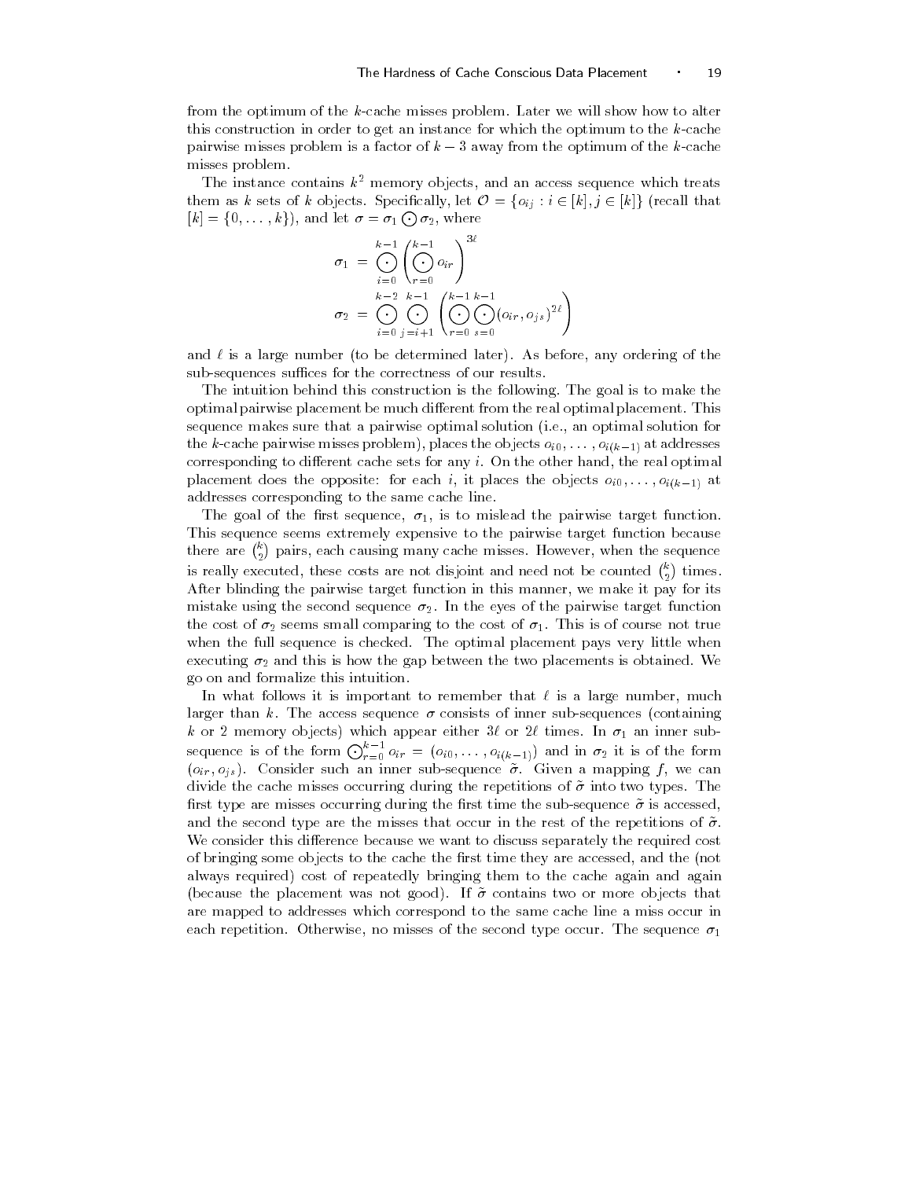from the optimum of the $k$-cache misses problem. Later we will show how to alter this construction in order to get an instance for which the optimum to the $k$-cache pairwise misses problem is a factor of $k-3$ away from the optimum of the $k$-cache misses problem.

The instance contains $k^2$ memory objects, and an access sequence which treats them as $k$ sets of $k$ objects. Specifically, let $\mathcal{O} = \{o_{ij} : i \in [k], j \in [k]\}$ (recall that $[k] = \{0, \ldots, k\}$), and let $\sigma = \sigma_1 \bigodot \sigma_2$, where

$$\sigma_1 = \bigodot_{i=0}^{k-1} \left( \bigodot_{r=0}^{k-1} o_{ir} \right)^{3\ell}$$

$$\sigma_2 = \bigodot_{i=0}^{k-2} \bigodot_{j=i+1}^{k-1} \left( \bigodot_{r=0}^{k-1} \bigodot_{s=0}^{k-1} (o_{ir}, o_{js})^{2\ell} \right)$$

and $\ell$ is a large number (to be determined later). As before, any ordering of the sub-sequences suffices for the correctness of our results.

The intuition behind this construction is the following. The goal is to make the optimal pairwise placement be much different from the real optimal placement. This sequence makes sure that a pairwise optimal solution (i.e., an optimal solution for the $k$-cache pairwise misses problem), places the objects $o_{i0}, \ldots, o_{i(k-1)}$ at addresses corresponding to different cache sets for any $i$. On the other hand, the real optimal placement does the opposite: for each $i$, it places the objects $o_{i0}, \ldots, o_{i(k-1)}$ at addresses corresponding to the same cache line.

The goal of the first sequence, $\sigma_1$, is to mislead the pairwise target function. This sequence seems extremely expensive to the pairwise target function because there are $\binom{k}{2}$ pairs, each causing many cache misses. However, when the sequence is really executed, these costs are not disjoint and need not be counted $\binom{k}{2}$ times. After blinding the pairwise target function in this manner, we make it pay for its mistake using the second sequence $\sigma_2$. In the eyes of the pairwise target function the cost of $\sigma_2$ seems small comparing to the cost of $\sigma_1$. This is of course not true when the full sequence is checked. The optimal placement pays very little when executing $\sigma_2$ and this is how the gap between the two placements is obtained. We go on and formalize this intuition.

In what follows it is important to remember that $\ell$ is a large number, much larger than $k$. The access sequence $\sigma$ consists of inner sub-sequences (containing $k$ or 2 memory objects) which appear either $3\ell$ or $2\ell$ times. In $\sigma_1$ an inner sub-sequence is of the form $\bigodot_{r=0}^{k-1} o_{ir} = (o_{i0}, \ldots, o_{i(k-1)})$ and in $\sigma_2$ it is of the form $(o_{ir}, o_{js})$. Consider such an inner sub-sequence $\tilde{\sigma}$. Given a mapping $f$, we can divide the cache misses occurring during the repetitions of $\tilde{\sigma}$ into two types. The first type are misses occurring during the first time the sub-sequence $\tilde{\sigma}$ is accessed, and the second type are the misses that occur in the rest of the repetitions of $\tilde{\sigma}$. We consider this difference because we want to discuss separately the required cost of bringing some objects to the cache the first time they are accessed, and the (not always required) cost of repeatedly bringing them to the cache again and again (because the placement was not good). If $\tilde{\sigma}$ contains two or more objects that are mapped to addresses which correspond to the same cache line a miss occur in each repetition. Otherwise, no misses of the second type occur. The sequence $\sigma_1$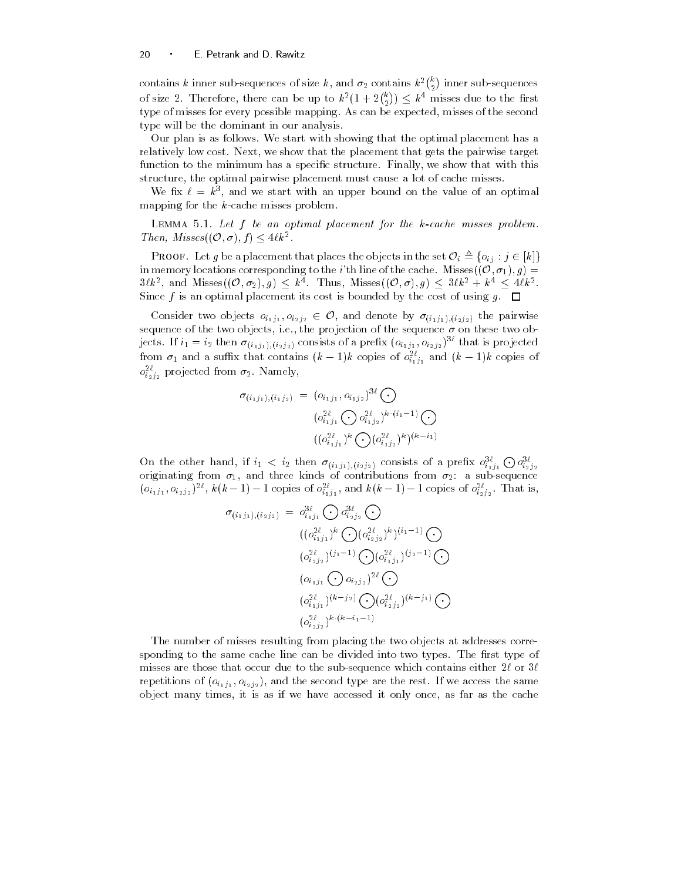contains $k$ inner sub-sequences of size $k$, and $\sigma_2$ contains $k^2\binom{k}{2}$ inner sub-sequences of size 2. Therefore, there can be up to $k^2(1+2\binom{k}{2}) \leq k^4$ misses due to the first type of misses for every possible mapping. As can be expected, misses of the second type will be the dominant in our analysis.

Our plan is as follows. We start with showing that the optimal placement has a relatively low cost. Next, we show that the placement that gets the pairwise target function to the minimum has a specific structure. Finally, we show that with this structure, the optimal pairwise placement must cause a lot of cache misses.

We fix $\ell = k^3$, and we start with an upper bound on the value of an optimal mapping for the $k$-cache misses problem.

Lemma 5.1. *Let $f$ be an optimal placement for the $k$-cache misses problem. Then, $Misses((\mathcal{O}, \sigma), f) \leq 4\ell k^2$.*

Proof. Let $g$ be a placement that places the objects in the set $\mathcal{O}_i \triangleq \{o_{ij} : j \in [k]\}$ in memory locations corresponding to the $i$'th line of the cache. $\text{Misses}((\mathcal{O}, \sigma_1), g) = 3\ell k^2$, and $\text{Misses}((\mathcal{O}, \sigma_2), g) \leq k^4$. Thus, $\text{Misses}((\mathcal{O}, \sigma), g) \leq 3\ell k^2 + k^4 \leq 4\ell k^2$. Since $f$ is an optimal placement its cost is bounded by the cost of using $g$. $\square$

Consider two objects $o_{i_1 j_1}, o_{i_2 j_2} \in \mathcal{O}$, and denote by $\sigma_{(i_1 j_1),(i_2 j_2)}$ the pairwise sequence of the two objects, i.e., the projection of the sequence $\sigma$ on these two objects. If $i_1 = i_2$ then $\sigma_{(i_1 j_1),(i_2 j_2)}$ consists of a prefix $(o_{i_1 j_1}, o_{i_2 j_2})^{3\ell}$ that is projected from $\sigma_1$ and a suffix that contains $(k-1)k$ copies of $o_{i_1 j_1}^{2\ell}$ and $(k-1)k$ copies of $o_{i_2 j_2}^{2\ell}$ projected from $\sigma_2$. Namely,

$$\begin{aligned}
\sigma_{(i_1 j_1),(i_1 j_2)} \; = \; & (o_{i_1 j_1}, o_{i_1 j_2})^{3\ell} \bigodot \\
& (o_{i_1 j_1}^{2\ell} \bigodot o_{i_1 j_2}^{2\ell})^{k \cdot (i_1 - 1)} \bigodot \\
& ((o_{i_1 j_1}^{2\ell})^k \bigodot (o_{i_1 j_2}^{2\ell})^k)^{(k - i_1)}
\end{aligned}$$

On the other hand, if $i_1 < i_2$ then $\sigma_{(i_1 j_1),(i_2 j_2)}$ consists of a prefix $o_{i_1 j_1}^{3\ell} \bigodot o_{i_2 j_2}^{3\ell}$ originating from $\sigma_1$, and three kinds of contributions from $\sigma_2$: a sub-sequence $(o_{i_1 j_1}, o_{i_2 j_2})^{2\ell}$, $k(k-1)-1$ copies of $o_{i_1 j_1}^{2\ell}$, and $k(k-1)-1$ copies of $o_{i_2 j_2}^{2\ell}$. That is,

$$\begin{aligned}
\sigma_{(i_1 j_1),(i_2 j_2)} \; = \; & o_{i_1 j_1}^{3\ell} \bigodot o_{i_2 j_2}^{3\ell} \bigodot \\
& ((o_{i_1 j_1}^{2\ell})^k \bigodot (o_{i_2 j_2}^{2\ell})^k)^{(i_1 - 1)} \bigodot \\
& (o_{i_2 j_2}^{2\ell})^{(j_1 - 1)} \bigodot (o_{i_1 j_1}^{2\ell})^{(j_2 - 1)} \bigodot \\
& (o_{i_1 j_1} \bigodot o_{i_2 j_2})^{2\ell} \bigodot \\
& (o_{i_1 j_1}^{2\ell})^{(k - j_2)} \bigodot (o_{i_2 j_2}^{2\ell})^{(k - j_1)} \bigodot \\
& (o_{i_2 j_2}^{2\ell})^{k \cdot (k - i_1 - 1)}
\end{aligned}$$

The number of misses resulting from placing the two objects at addresses corresponding to the same cache line can be divided into two types. The first type of misses are those that occur due to the sub-sequence which contains either $2\ell$ or $3\ell$ repetitions of $(o_{i_1 j_1}, o_{i_2 j_2})$, and the second type are the rest. If we access the same object many times, it is as if we have accessed it only once, as far as the cache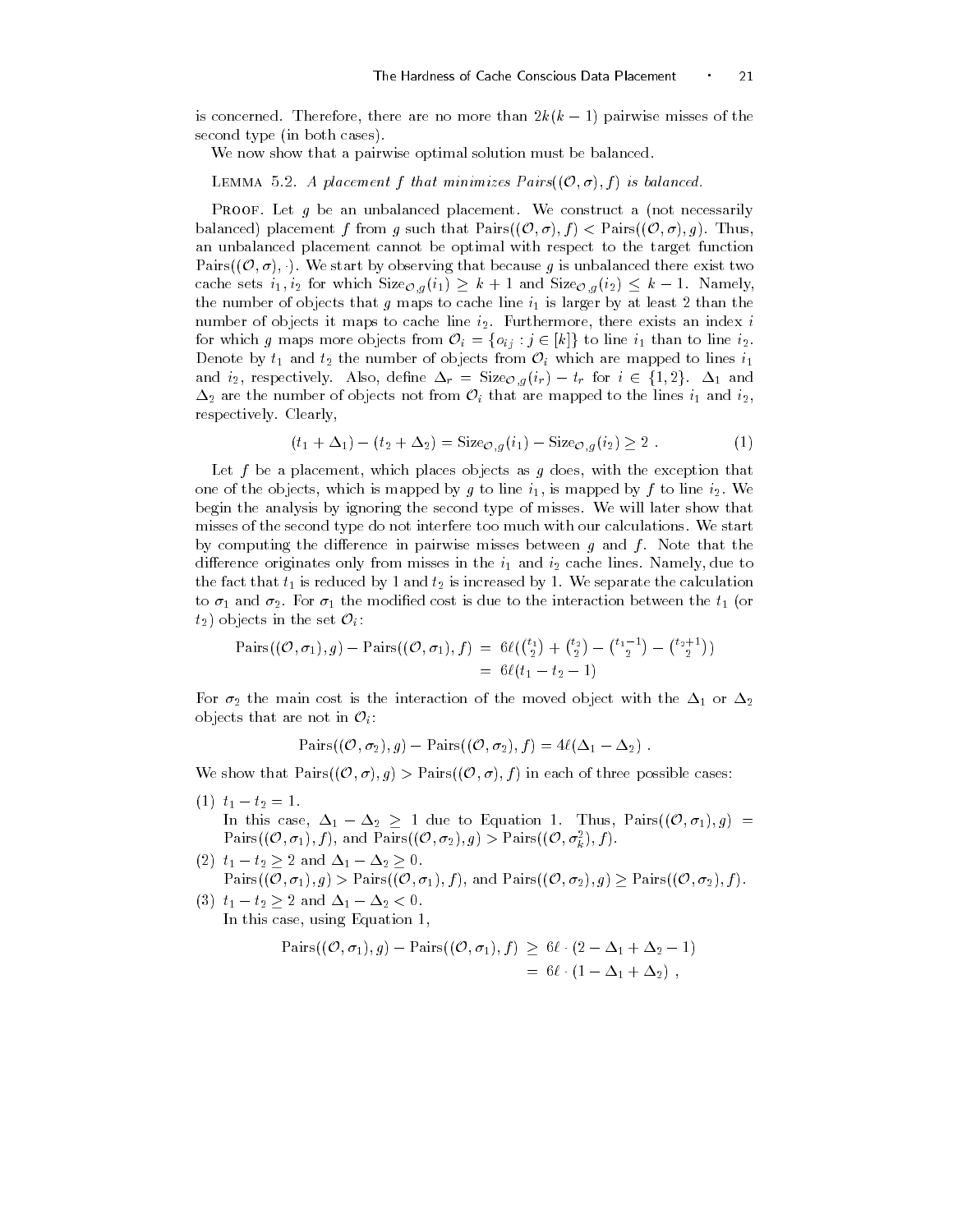is concerned. Therefore, there are no more than $2k(k-1)$ pairwise misses of the second type (in both cases).

We now show that a pairwise optimal solution must be balanced.

Lemma 5.2. *A placement $f$ that minimizes $Pairs((\mathcal{O}, \sigma), f)$ is balanced.*

Proof. Let $g$ be an unbalanced placement. We construct a (not necessarily balanced) placement $f$ from $g$ such that $\text{Pairs}((\mathcal{O}, \sigma), f) < \text{Pairs}((\mathcal{O}, \sigma), g)$. Thus, an unbalanced placement cannot be optimal with respect to the target function $\text{Pairs}((\mathcal{O}, \sigma), \cdot)$. We start by observing that because $g$ is unbalanced there exist two cache sets $i_1, i_2$ for which $\text{Size}_{\mathcal{O},g}(i_1) \geq k+1$ and $\text{Size}_{\mathcal{O},g}(i_2) \leq k-1$. Namely, the number of objects that $g$ maps to cache line $i_1$ is larger by at least 2 than the number of objects it maps to cache line $i_2$. Furthermore, there exists an index $i$ for which $g$ maps more objects from $\mathcal{O}_i = \{o_{ij} : j \in [k]\}$ to line $i_1$ than to line $i_2$. Denote by $t_1$ and $t_2$ the number of objects from $\mathcal{O}_i$ which are mapped to lines $i_1$ and $i_2$, respectively. Also, define $\Delta_r = \text{Size}_{\mathcal{O},g}(i_r) - t_r$ for $i \in \{1, 2\}$. $\Delta_1$ and $\Delta_2$ are the number of objects not from $\mathcal{O}_i$ that are mapped to the lines $i_1$ and $i_2$, respectively. Clearly,

$$(t_1 + \Delta_1) - (t_2 + \Delta_2) = \text{Size}_{\mathcal{O},g}(i_1) - \text{Size}_{\mathcal{O},g}(i_2) \geq 2 \ . \qquad (1)$$

Let $f$ be a placement, which places objects as $g$ does, with the exception that one of the objects, which is mapped by $g$ to line $i_1$, is mapped by $f$ to line $i_2$. We begin the analysis by ignoring the second type of misses. We will later show that misses of the second type do not interfere too much with our calculations. We start by computing the difference in pairwise misses between $g$ and $f$. Note that the difference originates only from misses in the $i_1$ and $i_2$ cache lines. Namely, due to the fact that $t_1$ is reduced by 1 and $t_2$ is increased by 1. We separate the calculation to $\sigma_1$ and $\sigma_2$. For $\sigma_1$ the modified cost is due to the interaction between the $t_1$ (or $t_2$) objects in the set $\mathcal{O}_i$:

$$\begin{aligned}
\text{Pairs}((\mathcal{O}, \sigma_1), g) - \text{Pairs}((\mathcal{O}, \sigma_1), f) &= 6\ell(\tbinom{t_1}{2} + \tbinom{t_2}{2} - \tbinom{t_1-1}{2} - \tbinom{t_2+1}{2}) \\
&= 6\ell(t_1 - t_2 - 1)
\end{aligned}$$

For $\sigma_2$ the main cost is the interaction of the moved object with the $\Delta_1$ or $\Delta_2$ objects that are not in $\mathcal{O}_i$:

$$\text{Pairs}((\mathcal{O}, \sigma_2), g) - \text{Pairs}((\mathcal{O}, \sigma_2), f) = 4\ell(\Delta_1 - \Delta_2) \ .$$

We show that $\text{Pairs}((\mathcal{O}, \sigma), g) > \text{Pairs}((\mathcal{O}, \sigma), f)$ in each of three possible cases:

(1) $t_1 - t_2 = 1$.
In this case, $\Delta_1 - \Delta_2 \geq 1$ due to Equation 1. Thus, $\text{Pairs}((\mathcal{O}, \sigma_1), g) = \text{Pairs}((\mathcal{O}, \sigma_1), f)$, and $\text{Pairs}((\mathcal{O}, \sigma_2), g) > \text{Pairs}((\mathcal{O}, \sigma_k^2), f)$.

(2) $t_1 - t_2 \geq 2$ and $\Delta_1 - \Delta_2 \geq 0$.
$\text{Pairs}((\mathcal{O}, \sigma_1), g) > \text{Pairs}((\mathcal{O}, \sigma_1), f)$, and $\text{Pairs}((\mathcal{O}, \sigma_2), g) \geq \text{Pairs}((\mathcal{O}, \sigma_2), f)$.

(3) $t_1 - t_2 \geq 2$ and $\Delta_1 - \Delta_2 < 0$.
In this case, using Equation 1,

$$\begin{aligned}
\text{Pairs}((\mathcal{O}, \sigma_1), g) - \text{Pairs}((\mathcal{O}, \sigma_1), f) &\geq 6\ell \cdot (2 - \Delta_1 + \Delta_2 - 1) \\
&= 6\ell \cdot (1 - \Delta_1 + \Delta_2) \ ,
\end{aligned}$$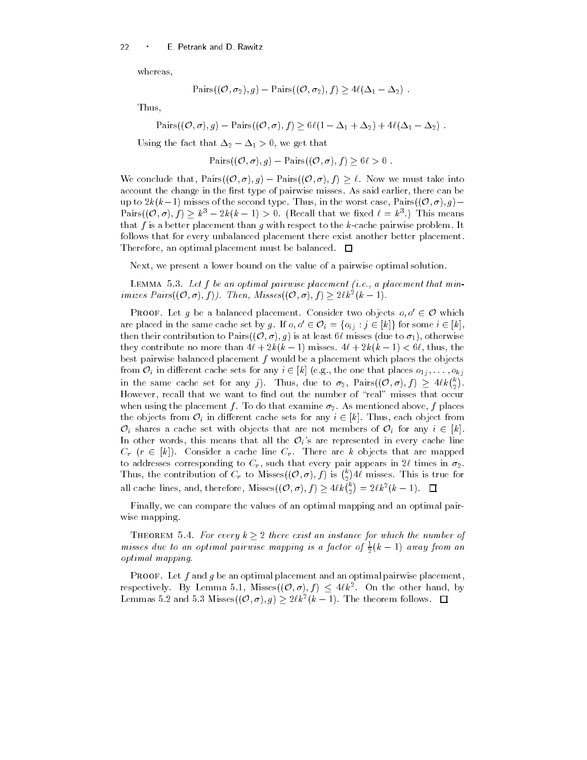whereas,

$$\text{Pairs}((\mathcal{O}, \sigma_2), g) - \text{Pairs}((\mathcal{O}, \sigma_2), f) \geq 4\ell(\Delta_1 - \Delta_2) \ .$$

Thus,

$$\text{Pairs}((\mathcal{O}, \sigma), g) - \text{Pairs}((\mathcal{O}, \sigma), f) \geq 6\ell(1 - \Delta_1 + \Delta_2) + 4\ell(\Delta_1 - \Delta_2) \ .$$

Using the fact that $\Delta_2 - \Delta_1 > 0$, we get that

$$\text{Pairs}((\mathcal{O}, \sigma), g) - \text{Pairs}((\mathcal{O}, \sigma), f) \geq 6\ell > 0 \ .$$

We conclude that, $\text{Pairs}((\mathcal{O}, \sigma), g) - \text{Pairs}((\mathcal{O}, \sigma), f) \geq \ell$. Now we must take into account the change in the first type of pairwise misses. As said earlier, there can be up to $2k(k-1)$ misses of the second type. Thus, in the worst case, $\text{Pairs}((\mathcal{O}, \sigma), g) - \text{Pairs}((\mathcal{O}, \sigma), f) \geq k^3 - 2k(k-1) > 0$. (Recall that we fixed $\ell = k^3$.) This means that $f$ is a better placement than $g$ with respect to the $k$-cache pairwise problem. It follows that for every unbalanced placement there exist another better placement. Therefore, an optimal placement must be balanced. □

Next, we present a lower bound on the value of a pairwise optimal solution.

Lemma 5.3. *Let $f$ be an optimal pairwise placement (i.e., a placement that minimizes $\text{Pairs}((\mathcal{O}, \sigma), f)$). Then, $\text{Misses}((\mathcal{O}, \sigma), f) \geq 2\ell k^2(k-1)$.*

Proof. Let $g$ be a balanced placement. Consider two objects $o, o' \in \mathcal{O}$ which are placed in the same cache set by $g$. If $o, o' \in \mathcal{O}_i = \{o_{ij} : j \in [k]\}$ for some $i \in [k]$, then their contribution to $\text{Pairs}((\mathcal{O}, \sigma), g)$ is at least $6\ell$ misses (due to $\sigma_1$), otherwise they contribute no more than $4\ell + 2k(k-1)$ misses. $4\ell + 2k(k-1) < 6\ell$, thus, the best pairwise balanced placement $f$ would be a placement which places the objects from $\mathcal{O}_i$ in different cache sets for any $i \in [k]$ (e.g., the one that places $o_{1j}, \ldots, o_{kj}$ in the same cache set for any $j$). Thus, due to $\sigma_2$, $\text{Pairs}((\mathcal{O}, \sigma), f) \geq 4\ell k\binom{k}{2}$. However, recall that we want to find out the number of "real" misses that occur when using the placement $f$. To do that examine $\sigma_2$. As mentioned above, $f$ places the objects from $\mathcal{O}_i$ in different cache sets for any $i \in [k]$. Thus, each object from $\mathcal{O}_i$ shares a cache set with objects that are not members of $\mathcal{O}_i$ for any $i \in [k]$. In other words, this means that all the $\mathcal{O}_i$'s are represented in every cache line $C_r$ ($r \in [k]$). Consider a cache line $C_r$. There are $k$ objects that are mapped to addresses corresponding to $C_r$, such that every pair appears in $2\ell$ times in $\sigma_2$. Thus, the contribution of $C_r$ to $\text{Misses}((\mathcal{O}, \sigma), f)$ is $\binom{k}{2}4\ell$ misses. This is true for all cache lines, and, therefore, $\text{Misses}((\mathcal{O}, \sigma), f) \geq 4\ell k\binom{k}{2} = 2\ell k^2(k-1)$. □

Finally, we can compare the values of an optimal mapping and an optimal pairwise mapping.

Theorem 5.4. *For every $k \geq 2$ there exist an instance for which the number of misses due to an optimal pairwise mapping is a factor of $\frac{1}{2}(k-1)$ away from an optimal mapping.*

Proof. Let $f$ and $g$ be an optimal placement and an optimal pairwise placement, respectively. By Lemma 5.1, $\text{Misses}((\mathcal{O}, \sigma), f) \leq 4\ell k^2$. On the other hand, by Lemmas 5.2 and 5.3 $\text{Misses}((\mathcal{O}, \sigma), g) \geq 2\ell k^2(k-1)$. The theorem follows. □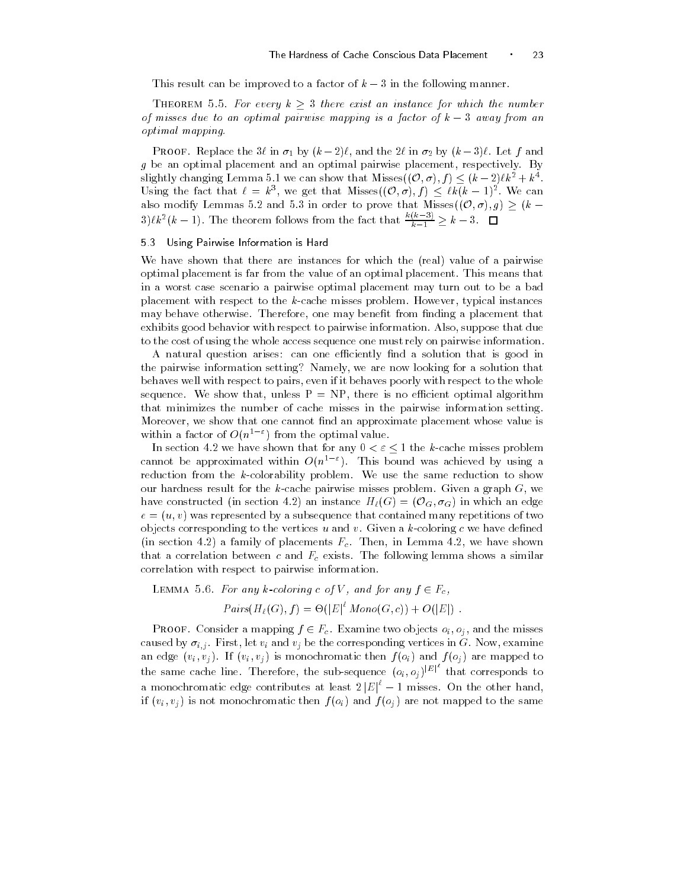This result can be improved to a factor of $k-3$ in the following manner.

**Theorem 5.5.** *For every $k \geq 3$ there exist an instance for which the number of misses due to an optimal pairwise mapping is a factor of $k-3$ away from an optimal mapping.*

**Proof.** Replace the $3\ell$ in $\sigma_1$ by $(k-2)\ell$, and the $2\ell$ in $\sigma_2$ by $(k-3)\ell$. Let $f$ and $g$ be an optimal placement and an optimal pairwise placement, respectively. By slightly changing Lemma 5.1 we can show that $\text{Misses}((\mathcal{O}, \sigma), f) \leq (k-2)\ell k^2 + k^4$. Using the fact that $\ell = k^3$, we get that $\text{Misses}((\mathcal{O}, \sigma), f) \leq \ell k(k-1)^2$. We can also modify Lemmas 5.2 and 5.3 in order to prove that $\text{Misses}((\mathcal{O}, \sigma), g) \geq (k-3)\ell k^2(k-1)$. The theorem follows from the fact that $\frac{k(k-3)}{k-1} \geq k-3$. $\square$

### 5.3 Using Pairwise Information is Hard

We have shown that there are instances for which the (real) value of a pairwise optimal placement is far from the value of an optimal placement. This means that in a worst case scenario a pairwise optimal placement may turn out to be a bad placement with respect to the $k$-cache misses problem. However, typical instances may behave otherwise. Therefore, one may benefit from finding a placement that exhibits good behavior with respect to pairwise information. Also, suppose that due to the cost of using the whole access sequence one must rely on pairwise information.

A natural question arises: can one efficiently find a solution that is good in the pairwise information setting? Namely, we are now looking for a solution that behaves well with respect to pairs, even if it behaves poorly with respect to the whole sequence. We show that, unless P = NP, there is no efficient optimal algorithm that minimizes the number of cache misses in the pairwise information setting. Moreover, we show that one cannot find an approximate placement whose value is within a factor of $O(n^{1-\varepsilon})$ from the optimal value.

In section 4.2 we have shown that for any $0 < \varepsilon \leq 1$ the $k$-cache misses problem cannot be approximated within $O(n^{1-\varepsilon})$. This bound was achieved by using a reduction from the $k$-colorability problem. We use the same reduction to show our hardness result for the $k$-cache pairwise misses problem. Given a graph $G$, we have constructed (in section 4.2) an instance $H_\ell(G) = (\mathcal{O}_G, \sigma_G)$ in which an edge $e = (u, v)$ was represented by a subsequence that contained many repetitions of two objects corresponding to the vertices $u$ and $v$. Given a $k$-coloring $c$ we have defined (in section 4.2) a family of placements $F_c$. Then, in Lemma 4.2, we have shown that a correlation between $c$ and $F_c$ exists. The following lemma shows a similar correlation with respect to pairwise information.

**Lemma 5.6.** *For any $k$-coloring $c$ of $V$, and for any $f \in F_c$,*

$$Pairs(H_\ell(G), f) = \Theta(|E|^\ell \, Mono(G, c)) + O(|E|) \; .$$

**Proof.** Consider a mapping $f \in F_c$. Examine two objects $o_i, o_j$, and the misses caused by $\sigma_{i,j}$. First, let $v_i$ and $v_j$ be the corresponding vertices in $G$. Now, examine an edge $(v_i, v_j)$. If $(v_i, v_j)$ is monochromatic then $f(o_i)$ and $f(o_j)$ are mapped to the same cache line. Therefore, the sub-sequence $(o_i, o_j)^{|E|^\ell}$ that corresponds to a monochromatic edge contributes at least $2\,|E|^\ell - 1$ misses. On the other hand, if $(v_i, v_j)$ is not monochromatic then $f(o_i)$ and $f(o_j)$ are not mapped to the same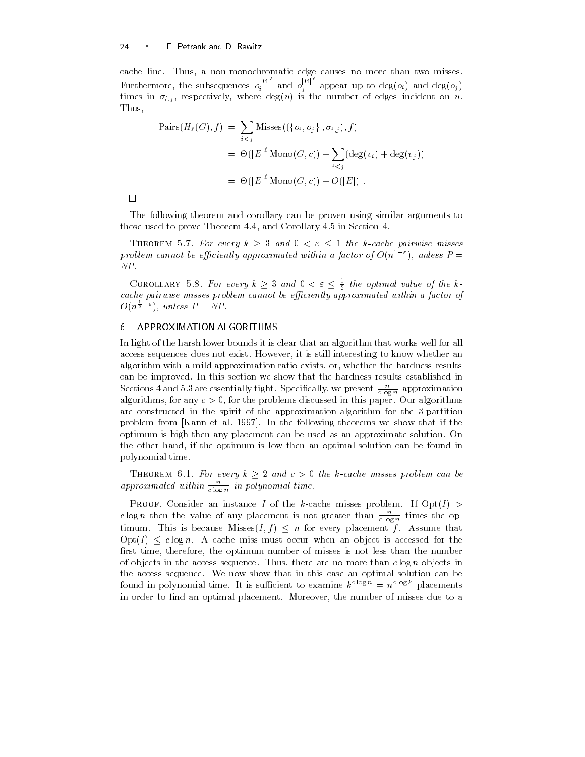cache line. Thus, a non-monochromatic edge causes no more than two misses. Furthermore, the subsequences $o_i^{|E|^\ell}$ and $o_j^{|E|^\ell}$ appear up to $\deg(o_i)$ and $\deg(o_j)$ times in $\sigma_{i,j}$, respectively, where $\deg(u)$ is the number of edges incident on $u$. Thus,

$$
\begin{aligned}
\text{Pairs}(H_\ell(G), f) &= \sum_{i<j} \text{Misses}((\{o_i, o_j\}, \sigma_{i,j}), f) \\
&= \Theta(|E|^\ell \, \text{Mono}(G, c)) + \sum_{i<j} (\deg(v_i) + \deg(v_j)) \\
&= \Theta(|E|^\ell \, \text{Mono}(G, c)) + O(|E|) \ .
\end{aligned}
$$

□

The following theorem and corollary can be proven using similar arguments to those used to prove Theorem 4.4, and Corollary 4.5 in Section 4.

THEOREM 5.7. *For every $k \geq 3$ and $0 < \varepsilon \leq 1$ the k-cache pairwise misses problem cannot be efficiently approximated within a factor of $O(n^{1-\varepsilon})$, unless P = NP.*

COROLLARY 5.8. *For every $k \geq 3$ and $0 < \varepsilon \leq \frac{1}{2}$ the optimal value of the k-cache pairwise misses problem cannot be efficiently approximated within a factor of $O(n^{\frac{1}{2}-\varepsilon})$, unless P = NP.*

## 6. APPROXIMATION ALGORITHMS

In light of the harsh lower bounds it is clear that an algorithm that works well for all access sequences does not exist. However, it is still interesting to know whether an algorithm with a mild approximation ratio exists, or, whether the hardness results can be improved. In this section we show that the hardness results established in Sections 4 and 5.3 are essentially tight. Specifically, we present $\frac{n}{c \log n}$-approximation algorithms, for any $c > 0$, for the problems discussed in this paper. Our algorithms are constructed in the spirit of the approximation algorithm for the 3-partition problem from [Kann et al. 1997]. In the following theorems we show that if the optimum is high then any placement can be used as an approximate solution. On the other hand, if the optimum is low then an optimal solution can be found in polynomial time.

THEOREM 6.1. *For every $k \geq 2$ and $c > 0$ the k-cache misses problem can be approximated within $\frac{n}{c \log n}$ in polynomial time.*

PROOF. Consider an instance $I$ of the $k$-cache misses problem. If $\text{Opt}(I) > c \log n$ then the value of any placement is not greater than $\frac{n}{c \log n}$ times the optimum. This is because $\text{Misses}(I, f) \leq n$ for every placement $f$. Assume that $\text{Opt}(I) \leq c \log n$. A cache miss must occur when an object is accessed for the first time, therefore, the optimum number of misses is not less than the number of objects in the access sequence. Thus, there are no more than $c \log n$ objects in the access sequence. We now show that in this case an optimal solution can be found in polynomial time. It is sufficient to examine $k^{c \log n} = n^{c \log k}$ placements in order to find an optimal placement. Moreover, the number of misses due to a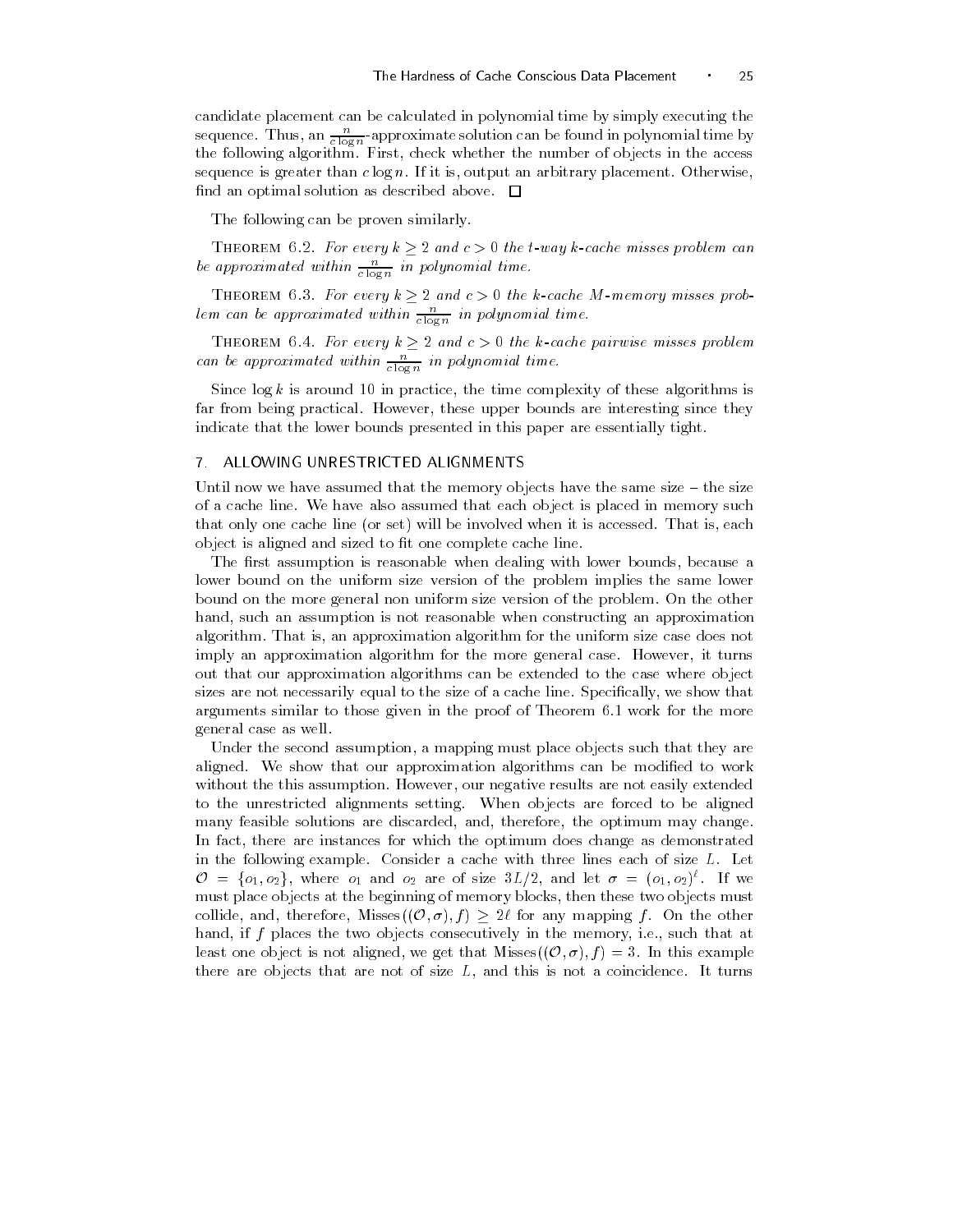candidate placement can be calculated in polynomial time by simply executing the sequence. Thus, an $\frac{n}{c \log n}$-approximate solution can be found in polynomial time by the following algorithm. First, check whether the number of objects in the access sequence is greater than $c \log n$. If it is, output an arbitrary placement. Otherwise, find an optimal solution as described above. □

The following can be proven similarly.

THEOREM 6.2. *For every $k \geq 2$ and $c > 0$ the $t$-way $k$-cache misses problem can be approximated within $\frac{n}{c \log n}$ in polynomial time.*

THEOREM 6.3. *For every $k \geq 2$ and $c > 0$ the $k$-cache $M$-memory misses problem can be approximated within $\frac{n}{c \log n}$ in polynomial time.*

THEOREM 6.4. *For every $k \geq 2$ and $c > 0$ the $k$-cache pairwise misses problem can be approximated within $\frac{n}{c \log n}$ in polynomial time.*

Since $\log k$ is around 10 in practice, the time complexity of these algorithms is far from being practical. However, these upper bounds are interesting since they indicate that the lower bounds presented in this paper are essentially tight.

## 7. ALLOWING UNRESTRICTED ALIGNMENTS

Until now we have assumed that the memory objects have the same size – the size of a cache line. We have also assumed that each object is placed in memory such that only one cache line (or set) will be involved when it is accessed. That is, each object is aligned and sized to fit one complete cache line.

The first assumption is reasonable when dealing with lower bounds, because a lower bound on the uniform size version of the problem implies the same lower bound on the more general non uniform size version of the problem. On the other hand, such an assumption is not reasonable when constructing an approximation algorithm. That is, an approximation algorithm for the uniform size case does not imply an approximation algorithm for the more general case. However, it turns out that our approximation algorithms can be extended to the case where object sizes are not necessarily equal to the size of a cache line. Specifically, we show that arguments similar to those given in the proof of Theorem 6.1 work for the more general case as well.

Under the second assumption, a mapping must place objects such that they are aligned. We show that our approximation algorithms can be modified to work without the this assumption. However, our negative results are not easily extended to the unrestricted alignments setting. When objects are forced to be aligned many feasible solutions are discarded, and, therefore, the optimum may change. In fact, there are instances for which the optimum does change as demonstrated in the following example. Consider a cache with three lines each of size $L$. Let $\mathcal{O} = \{o_1, o_2\}$, where $o_1$ and $o_2$ are of size $3L/2$, and let $\sigma = (o_1, o_2)^\ell$. If we must place objects at the beginning of memory blocks, then these two objects must collide, and, therefore, $\text{Misses}((\mathcal{O}, \sigma), f) \geq 2\ell$ for any mapping $f$. On the other hand, if $f$ places the two objects consecutively in the memory, i.e., such that at least one object is not aligned, we get that $\text{Misses}((\mathcal{O}, \sigma), f) = 3$. In this example there are objects that are not of size $L$, and this is not a coincidence. It turns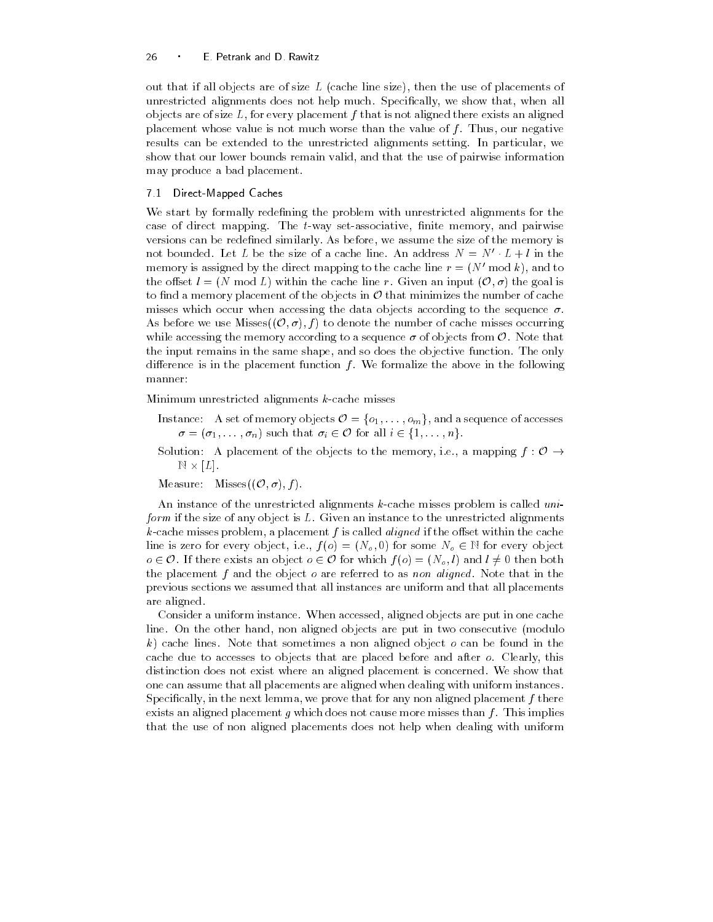out that if all objects are of size $L$ (cache line size), then the use of placements of unrestricted alignments does not help much. Specifically, we show that, when all objects are of size $L$, for every placement $f$ that is not aligned there exists an aligned placement whose value is not much worse than the value of $f$. Thus, our negative results can be extended to the unrestricted alignments setting. In particular, we show that our lower bounds remain valid, and that the use of pairwise information may produce a bad placement.

### 7.1 Direct-Mapped Caches

We start by formally redefining the problem with unrestricted alignments for the case of direct mapping. The $t$-way set-associative, finite memory, and pairwise versions can be redefined similarly. As before, we assume the size of the memory is not bounded. Let $L$ be the size of a cache line. An address $N = N' \cdot L + l$ in the memory is assigned by the direct mapping to the cache line $r = (N' \bmod k)$, and to the offset $l = (N \bmod L)$ within the cache line $r$. Given an input $(\mathcal{O}, \sigma)$ the goal is to find a memory placement of the objects in $\mathcal{O}$ that minimizes the number of cache misses which occur when accessing the data objects according to the sequence $\sigma$. As before we use $\text{Misses}((\mathcal{O}, \sigma), f)$ to denote the number of cache misses occurring while accessing the memory according to a sequence $\sigma$ of objects from $\mathcal{O}$. Note that the input remains in the same shape, and so does the objective function. The only difference is in the placement function $f$. We formalize the above in the following manner:

Minimum unrestricted alignments $k$-cache misses

Instance: A set of memory objects $\mathcal{O} = \{o_1, \ldots, o_m\}$, and a sequence of accesses $\sigma = (\sigma_1, \ldots, \sigma_n)$ such that $\sigma_i \in \mathcal{O}$ for all $i \in \{1, \ldots, n\}$.

Solution: A placement of the objects to the memory, i.e., a mapping $f : \mathcal{O} \to \mathbb{N} \times [L]$.

Measure: $\text{Misses}((\mathcal{O}, \sigma), f)$.

An instance of the unrestricted alignments $k$-cache misses problem is called *uniform* if the size of any object is $L$. Given an instance to the unrestricted alignments $k$-cache misses problem, a placement $f$ is called *aligned* if the offset within the cache line is zero for every object, i.e., $f(o) = (N_o, 0)$ for some $N_o \in \mathbb{N}$ for every object $o \in \mathcal{O}$. If there exists an object $o \in \mathcal{O}$ for which $f(o) = (N_o, l)$ and $l \neq 0$ then both the placement $f$ and the object $o$ are referred to as *non aligned*. Note that in the previous sections we assumed that all instances are uniform and that all placements are aligned.

Consider a uniform instance. When accessed, aligned objects are put in one cache line. On the other hand, non aligned objects are put in two consecutive (modulo $k$) cache lines. Note that sometimes a non aligned object $o$ can be found in the cache due to accesses to objects that are placed before and after $o$. Clearly, this distinction does not exist where an aligned placement is concerned. We show that one can assume that all placements are aligned when dealing with uniform instances. Specifically, in the next lemma, we prove that for any non aligned placement $f$ there exists an aligned placement $g$ which does not cause more misses than $f$. This implies that the use of non aligned placements does not help when dealing with uniform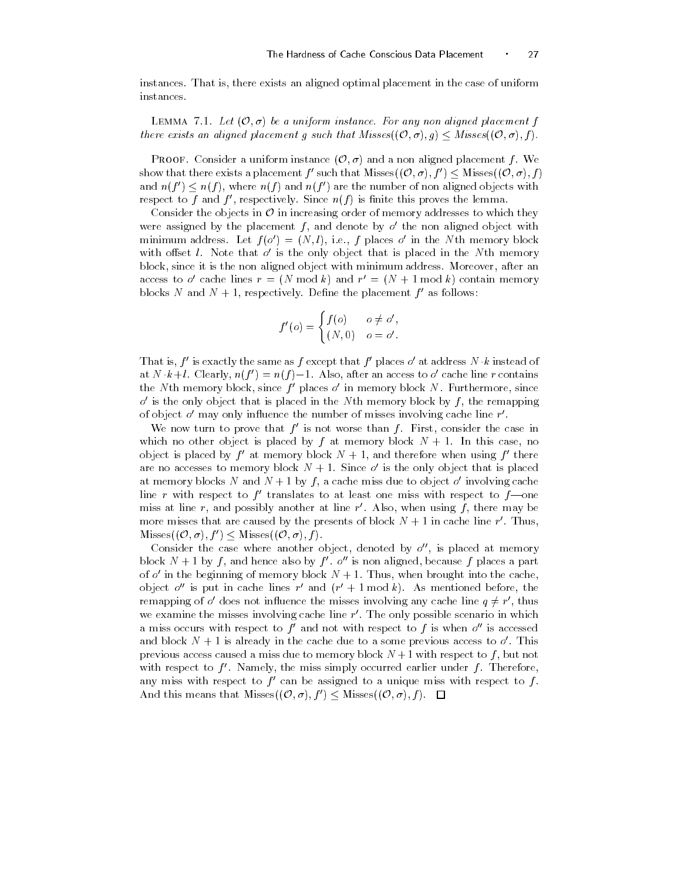instances. That is, there exists an aligned optimal placement in the case of uniform instances.

LEMMA 7.1. *Let $(\mathcal{O}, \sigma)$ be a uniform instance. For any non aligned placement $f$ there exists an aligned placement $g$ such that Misses$((\mathcal{O}, \sigma), g) \leq$ Misses$((\mathcal{O}, \sigma), f)$.*

PROOF. Consider a uniform instance $(\mathcal{O}, \sigma)$ and a non aligned placement $f$. We show that there exists a placement $f'$ such that $\text{Misses}((\mathcal{O}, \sigma), f') \leq \text{Misses}((\mathcal{O}, \sigma), f)$ and $n(f') \leq n(f)$, where $n(f)$ and $n(f')$ are the number of non aligned objects with respect to $f$ and $f'$, respectively. Since $n(f)$ is finite this proves the lemma.

Consider the objects in $\mathcal{O}$ in increasing order of memory addresses to which they were assigned by the placement $f$, and denote by $o'$ the non aligned object with minimum address. Let $f(o') = (N, l)$, i.e., $f$ places $o'$ in the $N$th memory block with offset $l$. Note that $o'$ is the only object that is placed in the $N$th memory block, since it is the non aligned object with minimum address. Moreover, after an access to $o'$ cache lines $r = (N \bmod k)$ and $r' = (N + 1 \bmod k)$ contain memory blocks $N$ and $N + 1$, respectively. Define the placement $f'$ as follows:

$$f'(o) = \begin{cases} f(o) & o \neq o', \\ (N, 0) & o = o'. \end{cases}$$

That is, $f'$ is exactly the same as $f$ except that $f'$ places $o'$ at address $N \cdot k$ instead of at $N \cdot k + l$. Clearly, $n(f') = n(f) - 1$. Also, after an access to $o'$ cache line $r$ contains the $N$th memory block, since $f'$ places $o'$ in memory block $N$. Furthermore, since $o'$ is the only object that is placed in the $N$th memory block by $f$, the remapping of object $o'$ may only influence the number of misses involving cache line $r'$.

We now turn to prove that $f'$ is not worse than $f$. First, consider the case in which no other object is placed by $f$ at memory block $N + 1$. In this case, no object is placed by $f'$ at memory block $N + 1$, and therefore when using $f'$ there are no accesses to memory block $N + 1$. Since $o'$ is the only object that is placed at memory blocks $N$ and $N + 1$ by $f$, a cache miss due to object $o'$ involving cache line $r$ with respect to $f'$ translates to at least one miss with respect to $f$—one miss at line $r$, and possibly another at line $r'$. Also, when using $f$, there may be more misses that are caused by the presents of block $N + 1$ in cache line $r'$. Thus, $\text{Misses}((\mathcal{O}, \sigma), f') \leq \text{Misses}((\mathcal{O}, \sigma), f)$.

Consider the case where another object, denoted by $o''$, is placed at memory block $N + 1$ by $f$, and hence also by $f'$. $o''$ is non aligned, because $f$ places a part of $o'$ in the beginning of memory block $N + 1$. Thus, when brought into the cache, object $o''$ is put in cache lines $r'$ and $(r' + 1 \bmod k)$. As mentioned before, the remapping of $o'$ does not influence the misses involving any cache line $q \neq r'$, thus we examine the misses involving cache line $r'$. The only possible scenario in which a miss occurs with respect to $f'$ and not with respect to $f$ is when $o''$ is accessed and block $N + 1$ is already in the cache due to a some previous access to $o'$. This previous access caused a miss due to memory block $N + 1$ with respect to $f$, but not with respect to $f'$. Namely, the miss simply occurred earlier under $f$. Therefore, any miss with respect to $f'$ can be assigned to a unique miss with respect to $f$. And this means that $\text{Misses}((\mathcal{O}, \sigma), f') \leq \text{Misses}((\mathcal{O}, \sigma), f)$. □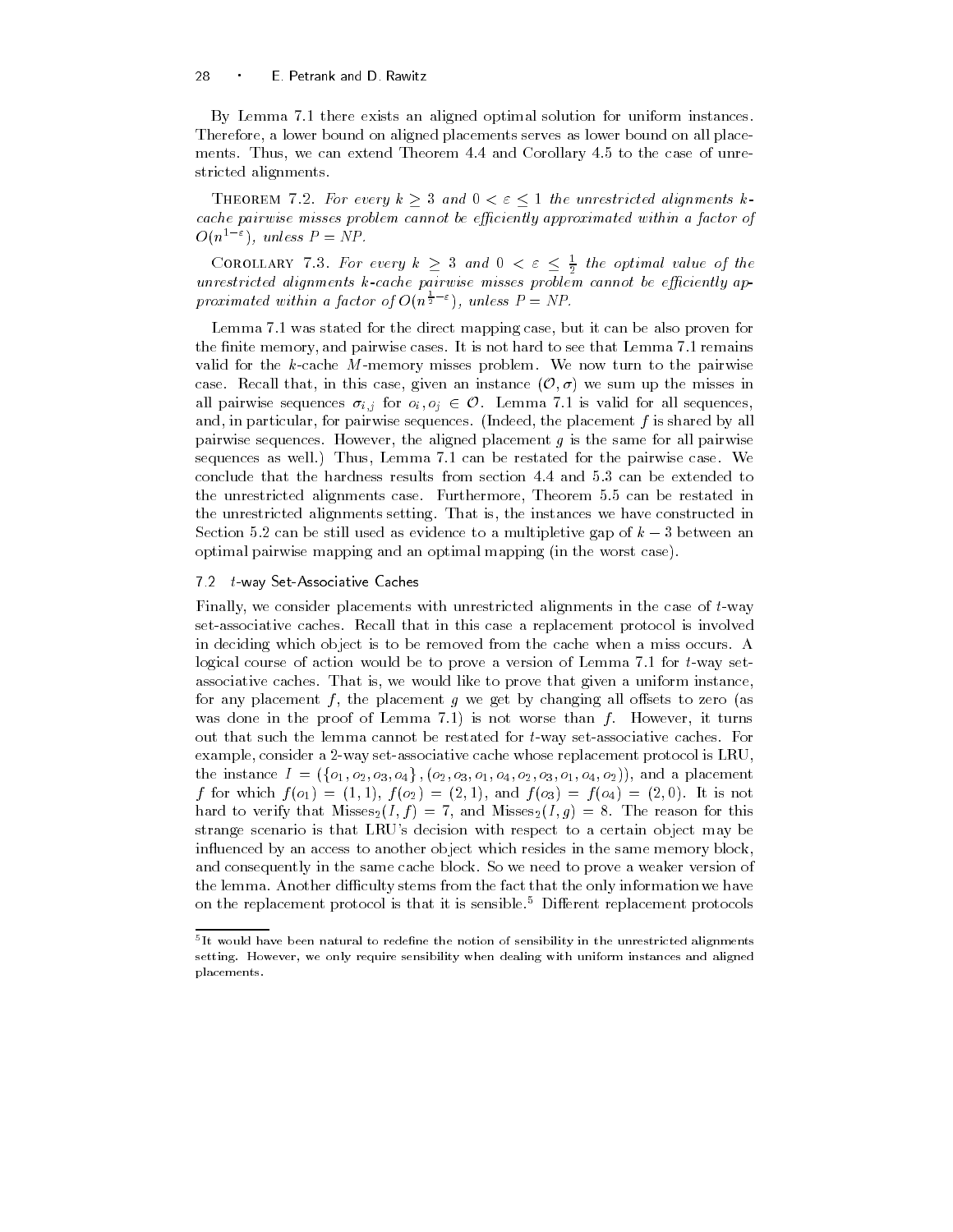By Lemma 7.1 there exists an aligned optimal solution for uniform instances. Therefore, a lower bound on aligned placements serves as lower bound on all placements. Thus, we can extend Theorem 4.4 and Corollary 4.5 to the case of unrestricted alignments.

THEOREM 7.2. *For every $k \geq 3$ and $0 < \varepsilon \leq 1$ the unrestricted alignments $k$-cache pairwise misses problem cannot be efficiently approximated within a factor of $O(n^{1-\varepsilon})$, unless $P = NP$.*

COROLLARY 7.3. *For every $k \geq 3$ and $0 < \varepsilon \leq \frac{1}{2}$ the optimal value of the unrestricted alignments $k$-cache pairwise misses problem cannot be efficiently approximated within a factor of $O(n^{\frac{1}{2}-\varepsilon})$, unless $P = NP$.*

Lemma 7.1 was stated for the direct mapping case, but it can be also proven for the finite memory, and pairwise cases. It is not hard to see that Lemma 7.1 remains valid for the $k$-cache $M$-memory misses problem. We now turn to the pairwise case. Recall that, in this case, given an instance $(\mathcal{O}, \sigma)$ we sum up the misses in all pairwise sequences $\sigma_{i,j}$ for $o_i, o_j \in \mathcal{O}$. Lemma 7.1 is valid for all sequences, and, in particular, for pairwise sequences. (Indeed, the placement $f$ is shared by all pairwise sequences. However, the aligned placement $g$ is the same for all pairwise sequences as well.) Thus, Lemma 7.1 can be restated for the pairwise case. We conclude that the hardness results from section 4.4 and 5.3 can be extended to the unrestricted alignments case. Furthermore, Theorem 5.5 can be restated in the unrestricted alignments setting. That is, the instances we have constructed in Section 5.2 can be still used as evidence to a multipletive gap of $k - 3$ between an optimal pairwise mapping and an optimal mapping (in the worst case).

### 7.2 $t$-way Set-Associative Caches

Finally, we consider placements with unrestricted alignments in the case of $t$-way set-associative caches. Recall that in this case a replacement protocol is involved in deciding which object is to be removed from the cache when a miss occurs. A logical course of action would be to prove a version of Lemma 7.1 for $t$-way set-associative caches. That is, we would like to prove that given a uniform instance, for any placement $f$, the placement $g$ we get by changing all offsets to zero (as was done in the proof of Lemma 7.1) is not worse than $f$. However, it turns out that such the lemma cannot be restated for $t$-way set-associative caches. For example, consider a 2-way set-associative cache whose replacement protocol is LRU, the instance $I = (\{o_1, o_2, o_3, o_4\}, (o_2, o_3, o_1, o_4, o_2, o_3, o_1, o_4, o_2))$, and a placement $f$ for which $f(o_1) = (1, 1)$, $f(o_2) = (2, 1)$, and $f(o_3) = f(o_4) = (2, 0)$. It is not hard to verify that $\text{Misses}_2(I, f) = 7$, and $\text{Misses}_2(I, g) = 8$. The reason for this strange scenario is that LRU's decision with respect to a certain object may be influenced by an access to another object which resides in the same memory block, and consequently in the same cache block. So we need to prove a weaker version of the lemma. Another difficulty stems from the fact that the only information we have on the replacement protocol is that it is sensible.[5] Different replacement protocols

[5] It would have been natural to redefine the notion of sensibility in the unrestricted alignments setting. However, we only require sensibility when dealing with uniform instances and aligned placements.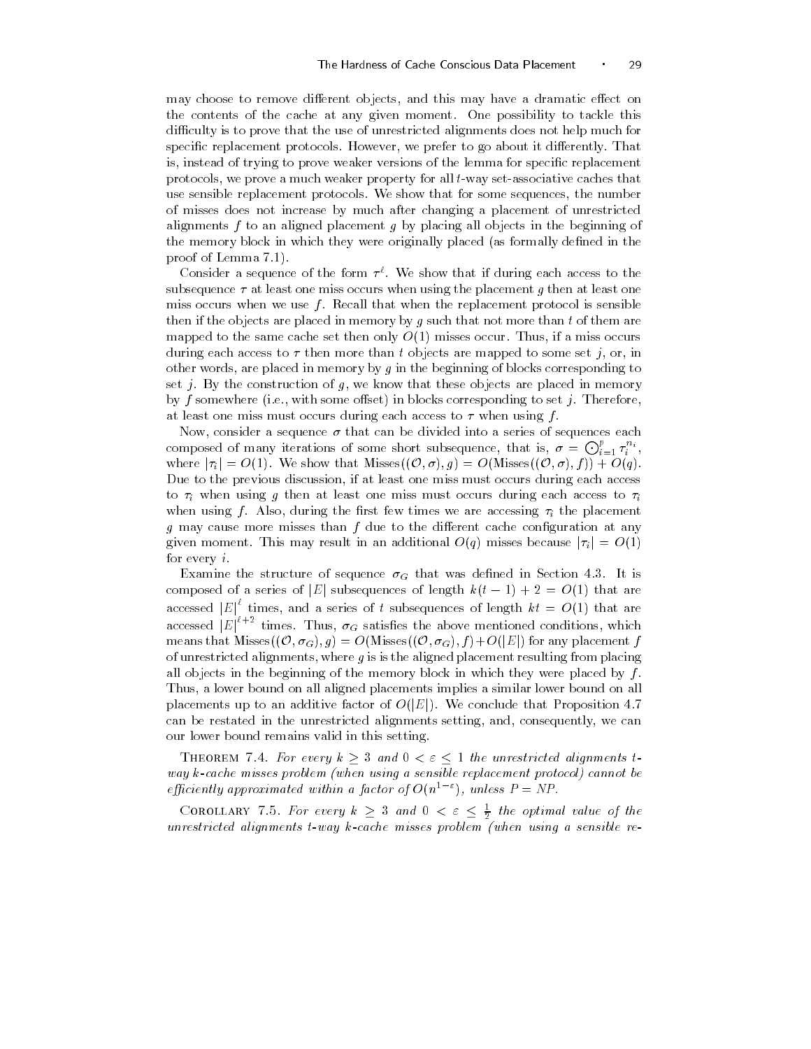may choose to remove different objects, and this may have a dramatic effect on the contents of the cache at any given moment. One possibility to tackle this difficulty is to prove that the use of unrestricted alignments does not help much for specific replacement protocols. However, we prefer to go about it differently. That is, instead of trying to prove weaker versions of the lemma for specific replacement protocols, we prove a much weaker property for all $t$-way set-associative caches that use sensible replacement protocols. We show that for some sequences, the number of misses does not increase by much after changing a placement of unrestricted alignments $f$ to an aligned placement $g$ by placing all objects in the beginning of the memory block in which they were originally placed (as formally defined in the proof of Lemma 7.1).

Consider a sequence of the form $\tau^\ell$. We show that if during each access to the subsequence $\tau$ at least one miss occurs when using the placement $g$ then at least one miss occurs when we use $f$. Recall that when the replacement protocol is sensible then if the objects are placed in memory by $g$ such that not more than $t$ of them are mapped to the same cache set then only $O(1)$ misses occur. Thus, if a miss occurs during each access to $\tau$ then more than $t$ objects are mapped to some set $j$, or, in other words, are placed in memory by $g$ in the beginning of blocks corresponding to set $j$. By the construction of $g$, we know that these objects are placed in memory by $f$ somewhere (i.e., with some offset) in blocks corresponding to set $j$. Therefore, at least one miss must occurs during each access to $\tau$ when using $f$.

Now, consider a sequence $\sigma$ that can be divided into a series of sequences each composed of many iterations of some short subsequence, that is, $\sigma = \bigodot_{i=1}^{p} \tau_i^{n_i}$, where $|\tau_i| = O(1)$. We show that $\text{Misses}((\mathcal{O}, \sigma), g) = O(\text{Misses}((\mathcal{O}, \sigma), f)) + O(q)$. Due to the previous discussion, if at least one miss must occurs during each access to $\tau_i$ when using $g$ then at least one miss must occurs during each access to $\tau_i$ when using $f$. Also, during the first few times we are accessing $\tau_i$ the placement $g$ may cause more misses than $f$ due to the different cache configuration at any given moment. This may result in an additional $O(q)$ misses because $|\tau_i| = O(1)$ for every $i$.

Examine the structure of sequence $\sigma_G$ that was defined in Section 4.3. It is composed of a series of $|E|$ subsequences of length $k(t-1)+2 = O(1)$ that are accessed $|E|^\ell$ times, and a series of $t$ subsequences of length $kt = O(1)$ that are accessed $|E|^{\ell+2}$ times. Thus, $\sigma_G$ satisfies the above mentioned conditions, which means that $\text{Misses}((\mathcal{O}, \sigma_G), g) = O(\text{Misses}((\mathcal{O}, \sigma_G), f) + O(|E|)$ for any placement $f$ of unrestricted alignments, where $g$ is is the aligned placement resulting from placing all objects in the beginning of the memory block in which they were placed by $f$. Thus, a lower bound on all aligned placements implies a similar lower bound on all placements up to an additive factor of $O(|E|)$. We conclude that Proposition 4.7 can be restated in the unrestricted alignments setting, and, consequently, we can our lower bound remains valid in this setting.

Theorem 7.4. *For every $k \geq 3$ and $0 < \varepsilon \leq 1$ the unrestricted alignments $t$-way $k$-cache misses problem (when using a sensible replacement protocol) cannot be efficiently approximated within a factor of $O(n^{1-\varepsilon})$, unless P = NP.*

Corollary 7.5. *For every $k \geq 3$ and $0 < \varepsilon \leq \frac{1}{2}$ the optimal value of the unrestricted alignments $t$-way $k$-cache misses problem (when using a sensible re-*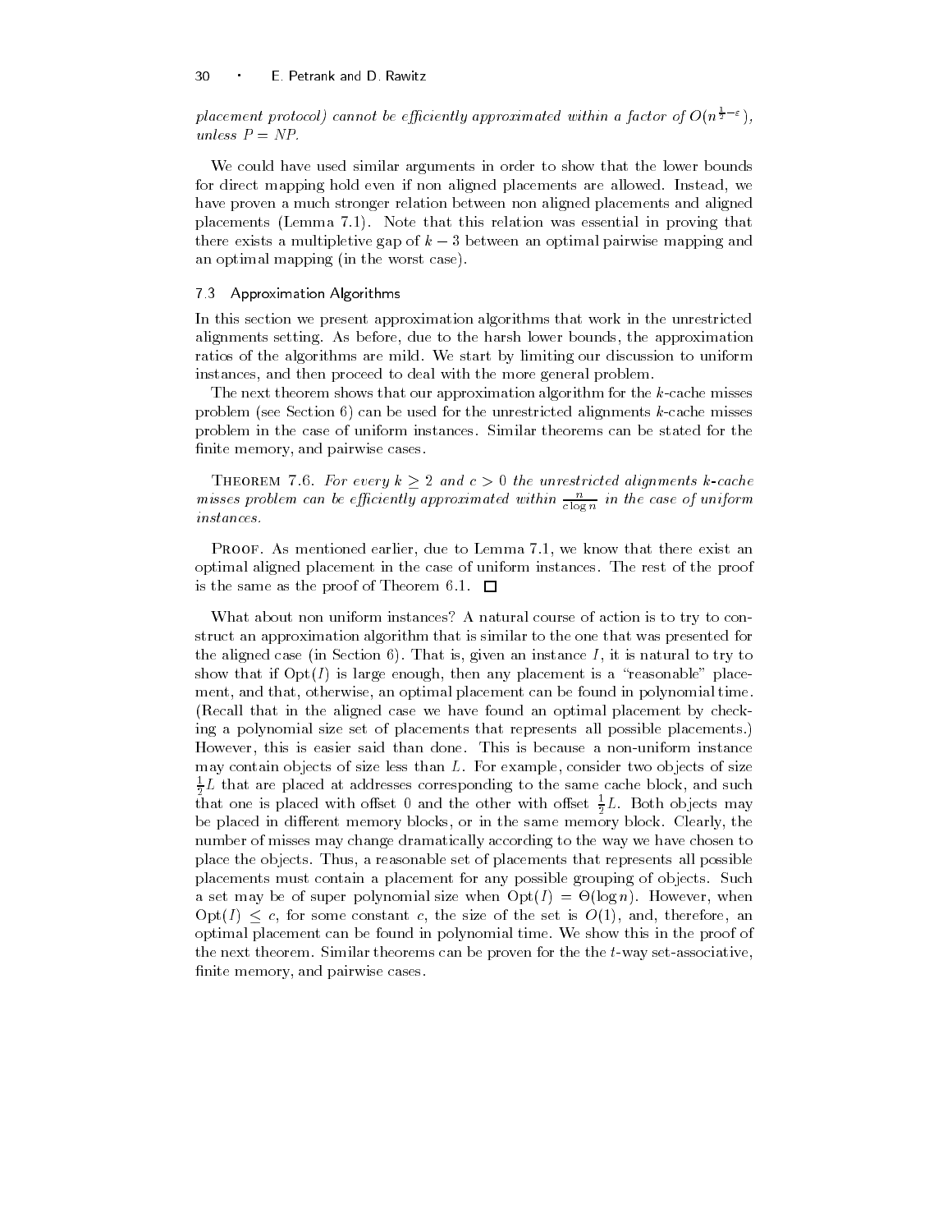*placement protocol) cannot be efficiently approximated within a factor of $O(n^{\frac{1}{2}-\varepsilon})$, unless P = NP.*

We could have used similar arguments in order to show that the lower bounds for direct mapping hold even if non aligned placements are allowed. Instead, we have proven a much stronger relation between non aligned placements and aligned placements (Lemma 7.1). Note that this relation was essential in proving that there exists a multipletive gap of $k-3$ between an optimal pairwise mapping and an optimal mapping (in the worst case).

### 7.3 Approximation Algorithms

In this section we present approximation algorithms that work in the unrestricted alignments setting. As before, due to the harsh lower bounds, the approximation ratios of the algorithms are mild. We start by limiting our discussion to uniform instances, and then proceed to deal with the more general problem.

The next theorem shows that our approximation algorithm for the $k$-cache misses problem (see Section 6) can be used for the unrestricted alignments $k$-cache misses problem in the case of uniform instances. Similar theorems can be stated for the finite memory, and pairwise cases.

THEOREM 7.6. *For every $k \geq 2$ and $c > 0$ the unrestricted alignments $k$-cache misses problem can be efficiently approximated within $\frac{n}{c \log n}$ in the case of uniform instances.*

PROOF. As mentioned earlier, due to Lemma 7.1, we know that there exist an optimal aligned placement in the case of uniform instances. The rest of the proof is the same as the proof of Theorem 6.1. □

What about non uniform instances? A natural course of action is to try to construct an approximation algorithm that is similar to the one that was presented for the aligned case (in Section 6). That is, given an instance $I$, it is natural to try to show that if $\mathrm{Opt}(I)$ is large enough, then any placement is a "reasonable" placement, and that, otherwise, an optimal placement can be found in polynomial time. (Recall that in the aligned case we have found an optimal placement by checking a polynomial size set of placements that represents all possible placements.) However, this is easier said than done. This is because a non-uniform instance may contain objects of size less than $L$. For example, consider two objects of size $\frac{1}{2}L$ that are placed at addresses corresponding to the same cache block, and such that one is placed with offset 0 and the other with offset $\frac{1}{2}L$. Both objects may be placed in different memory blocks, or in the same memory block. Clearly, the number of misses may change dramatically according to the way we have chosen to place the objects. Thus, a reasonable set of placements that represents all possible placements must contain a placement for any possible grouping of objects. Such a set may be of super polynomial size when $\mathrm{Opt}(I) = \Theta(\log n)$. However, when $\mathrm{Opt}(I) \leq c$, for some constant $c$, the size of the set is $O(1)$, and, therefore, an optimal placement can be found in polynomial time. We show this in the proof of the next theorem. Similar theorems can be proven for the the $t$-way set-associative, finite memory, and pairwise cases.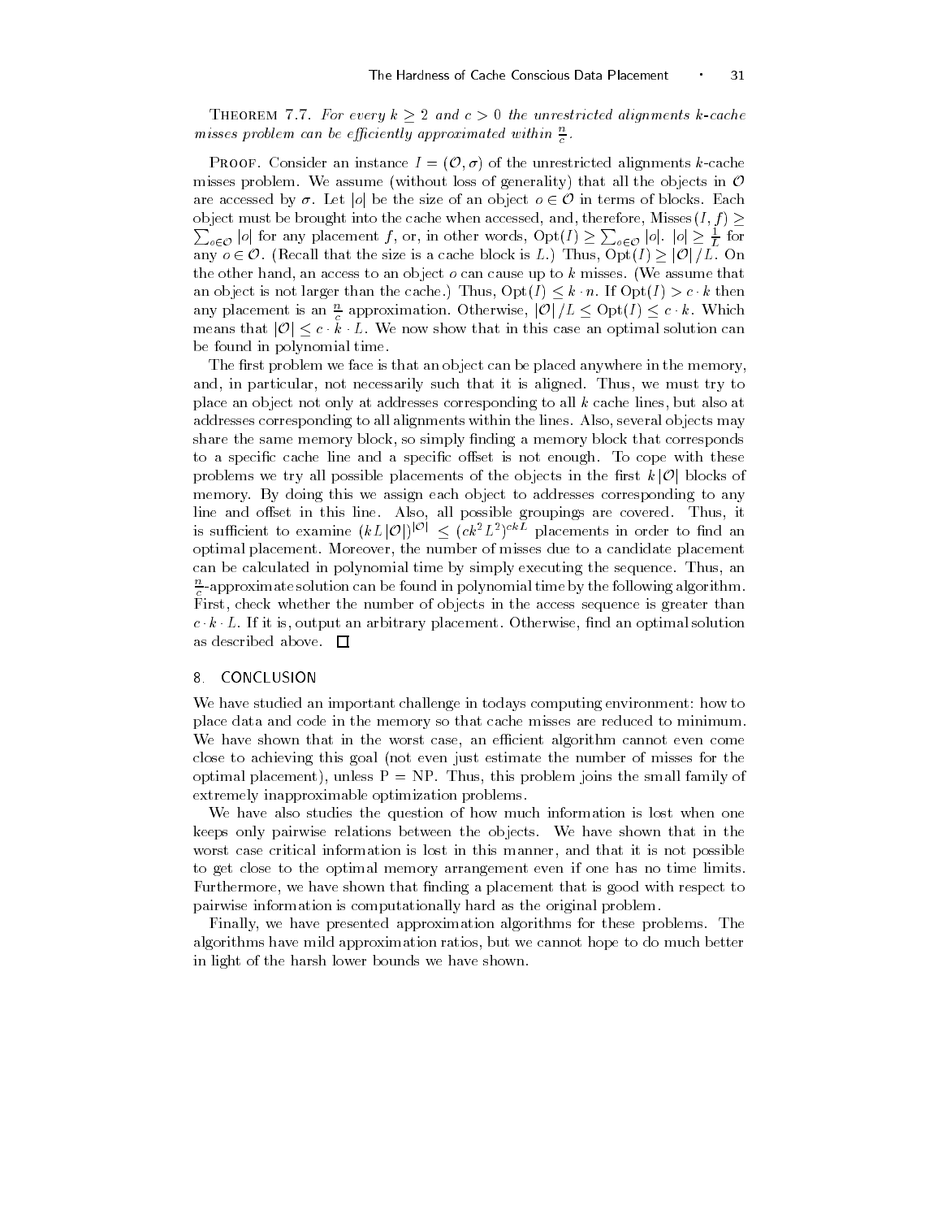**Theorem 7.7.** *For every $k \geq 2$ and $c > 0$ the unrestricted alignments $k$-cache misses problem can be efficiently approximated within $\frac{n}{c}$.*

**Proof.** Consider an instance $I = (\mathcal{O}, \sigma)$ of the unrestricted alignments $k$-cache misses problem. We assume (without loss of generality) that all the objects in $\mathcal{O}$ are accessed by $\sigma$. Let $|o|$ be the size of an object $o \in \mathcal{O}$ in terms of blocks. Each object must be brought into the cache when accessed, and, therefore, $\text{Misses}(I, f) \geq \sum_{o \in \mathcal{O}} |o|$ for any placement $f$, or, in other words, $\text{Opt}(I) \geq \sum_{o \in \mathcal{O}} |o|$. $|o| \geq \frac{1}{L}$ for any $o \in \mathcal{O}$. (Recall that the size is a cache block is $L$.) Thus, $\text{Opt}(I) \geq |\mathcal{O}| / L$. On the other hand, an access to an object $o$ can cause up to $k$ misses. (We assume that an object is not larger than the cache.) Thus, $\text{Opt}(I) \leq k \cdot n$. If $\text{Opt}(I) > c \cdot k$ then any placement is an $\frac{n}{c}$ approximation. Otherwise, $|\mathcal{O}| / L \leq \text{Opt}(I) \leq c \cdot k$. Which means that $|\mathcal{O}| \leq c \cdot k \cdot L$. We now show that in this case an optimal solution can be found in polynomial time.

The first problem we face is that an object can be placed anywhere in the memory, and, in particular, not necessarily such that it is aligned. Thus, we must try to place an object not only at addresses corresponding to all $k$ cache lines, but also at addresses corresponding to all alignments within the lines. Also, several objects may share the same memory block, so simply finding a memory block that corresponds to a specific cache line and a specific offset is not enough. To cope with these problems we try all possible placements of the objects in the first $k |\mathcal{O}|$ blocks of memory. By doing this we assign each object to addresses corresponding to any line and offset in this line. Also, all possible groupings are covered. Thus, it is sufficient to examine $(kL |\mathcal{O}|)^{|\mathcal{O}|} \leq (ck^2 L^2)^{ckL}$ placements in order to find an optimal placement. Moreover, the number of misses due to a candidate placement can be calculated in polynomial time by simply executing the sequence. Thus, an $\frac{n}{c}$-approximate solution can be found in polynomial time by the following algorithm. First, check whether the number of objects in the access sequence is greater than $c \cdot k \cdot L$. If it is, output an arbitrary placement. Otherwise, find an optimal solution as described above. □

## 8. CONCLUSION

We have studied an important challenge in todays computing environment: how to place data and code in the memory so that cache misses are reduced to minimum. We have shown that in the worst case, an efficient algorithm cannot even come close to achieving this goal (not even just estimate the number of misses for the optimal placement), unless P = NP. Thus, this problem joins the small family of extremely inapproximable optimization problems.

We have also studies the question of how much information is lost when one keeps only pairwise relations between the objects. We have shown that in the worst case critical information is lost in this manner, and that it is not possible to get close to the optimal memory arrangement even if one has no time limits. Furthermore, we have shown that finding a placement that is good with respect to pairwise information is computationally hard as the original problem.

Finally, we have presented approximation algorithms for these problems. The algorithms have mild approximation ratios, but we cannot hope to do much better in light of the harsh lower bounds we have shown.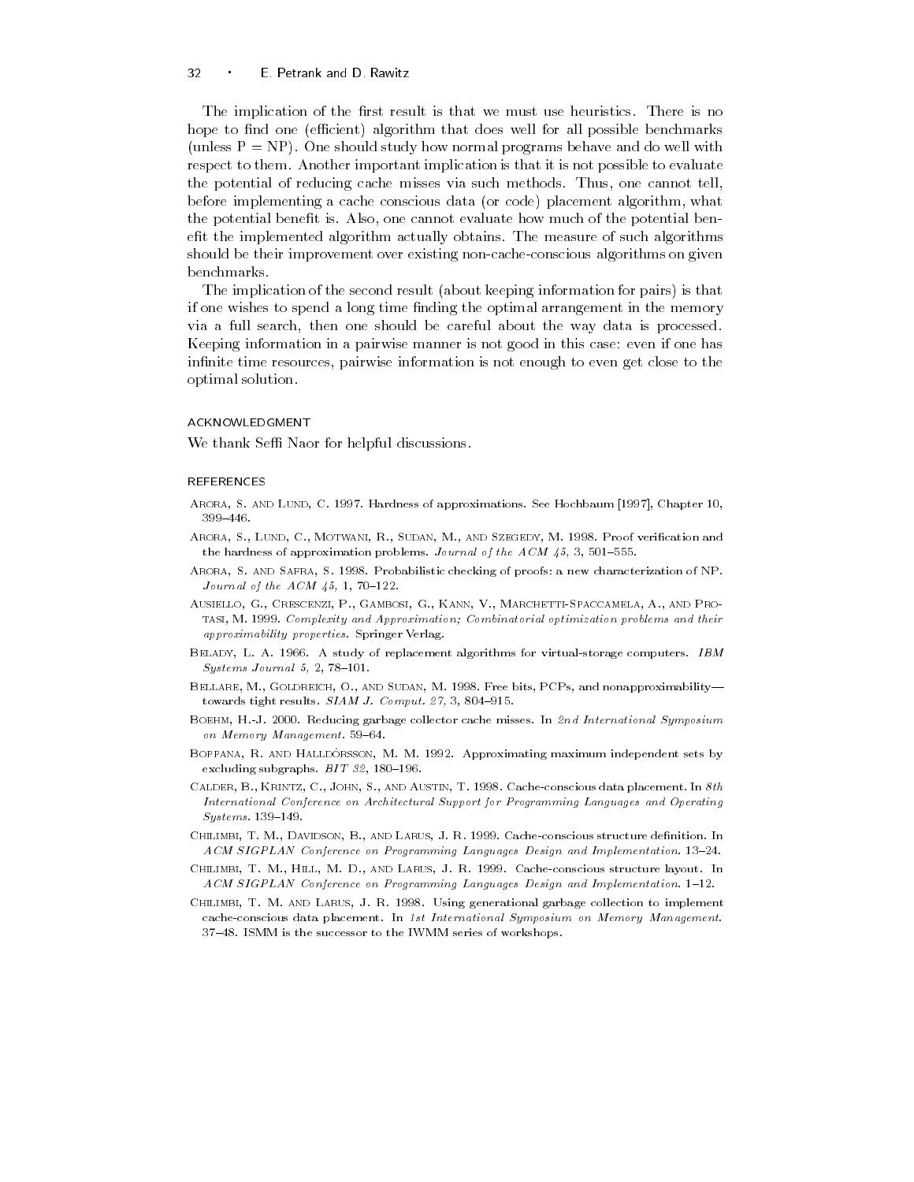The implication of the first result is that we must use heuristics. There is no hope to find one (efficient) algorithm that does well for all possible benchmarks (unless P = NP). One should study how normal programs behave and do well with respect to them. Another important implication is that it is not possible to evaluate the potential of reducing cache misses via such methods. Thus, one cannot tell, before implementing a cache conscious data (or code) placement algorithm, what the potential benefit is. Also, one cannot evaluate how much of the potential benefit the implemented algorithm actually obtains. The measure of such algorithms should be their improvement over existing non-cache-conscious algorithms on given benchmarks.

The implication of the second result (about keeping information for pairs) is that if one wishes to spend a long time finding the optimal arrangement in the memory via a full search, then one should be careful about the way data is processed. Keeping information in a pairwise manner is not good in this case: even if one has infinite time resources, pairwise information is not enough to even get close to the optimal solution.

## ACKNOWLEDGMENT

We thank Seffi Naor for helpful discussions.

## REFERENCES

Arora, S. and Lund, C. 1997. Hardness of approximations. See Hochbaum [1997], Chapter 10, 399–446.

Arora, S., Lund, C., Motwani, R., Sudan, M., and Szegedy, M. 1998. Proof verification and the hardness of approximation problems. *Journal of the ACM 45,* 3, 501–555.

Arora, S. and Safra, S. 1998. Probabilistic checking of proofs: a new characterization of NP. *Journal of the ACM 45,* 1, 70–122.

Ausiello, G., Crescenzi, P., Gambosi, G., Kann, V., Marchetti-Spaccamela, A., and Protasi, M. 1999. *Complexity and Approximation; Combinatorial optimization problems and their approximability properties*. Springer Verlag.

Belady, L. A. 1966. A study of replacement algorithms for virtual-storage computers. *IBM Systems Journal 5,* 2, 78–101.

Bellare, M., Goldreich, O., and Sudan, M. 1998. Free bits, PCPs, and nonapproximability—towards tight results. *SIAM J. Comput. 27,* 3, 804–915.

Boehm, H.-J. 2000. Reducing garbage collector cache misses. In *2nd International Symposium on Memory Management*. 59–64.

Boppana, R. and Halldórsson, M. M. 1992. Approximating maximum independent sets by excluding subgraphs. *BIT 32*, 180–196.

Calder, B., Krintz, C., John, S., and Austin, T. 1998. Cache-conscious data placement. In *8th International Conference on Architectural Support for Programming Languages and Operating Systems*. 139–149.

Chilimbi, T. M., Davidson, B., and Larus, J. R. 1999. Cache-conscious structure definition. In *ACM SIGPLAN Conference on Programming Languages Design and Implementation*. 13–24.

Chilimbi, T. M., Hill, M. D., and Larus, J. R. 1999. Cache-conscious structure layout. In *ACM SIGPLAN Conference on Programming Languages Design and Implementation*. 1–12.

Chilimbi, T. M. and Larus, J. R. 1998. Using generational garbage collection to implement cache-conscious data placement. In *1st International Symposium on Memory Management*. 37–48. ISMM is the successor to the IWMM series of workshops.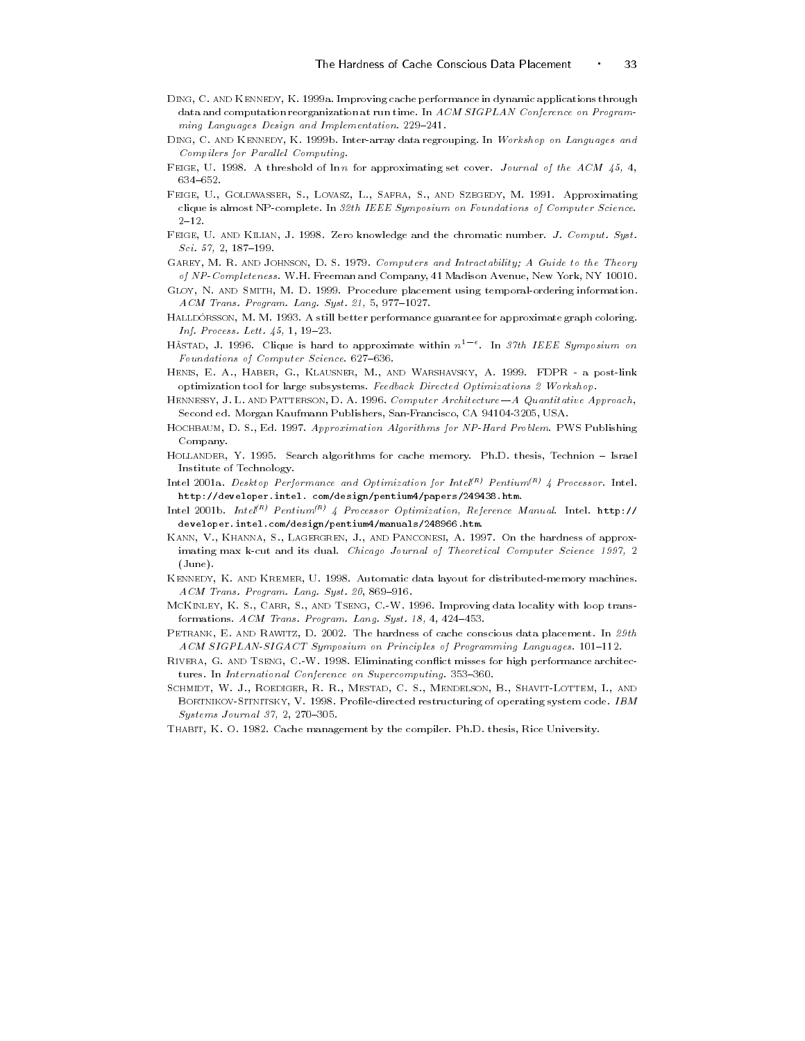Ding, C. and Kennedy, K. 1999a. Improving cache performance in dynamic applications through data and computation reorganization at run time. In *ACM SIGPLAN Conference on Programming Languages Design and Implementation*. 229–241.

Ding, C. and Kennedy, K. 1999b. Inter-array data regrouping. In *Workshop on Languages and Compilers for Parallel Computing*.

Feige, U. 1998. A threshold of $\ln n$ for approximating set cover. *Journal of the ACM 45,* 4, 634–652.

Feige, U., Goldwasser, S., Lovasz, L., Safra, S., and Szegedy, M. 1991. Approximating clique is almost NP-complete. In *32th IEEE Symposium on Foundations of Computer Science*. 2–12.

Feige, U. and Kilian, J. 1998. Zero knowledge and the chromatic number. *J. Comput. Syst. Sci. 57,* 2, 187–199.

Garey, M. R. and Johnson, D. S. 1979. *Computers and Intractability; A Guide to the Theory of NP-Completeness*. W.H. Freeman and Company, 41 Madison Avenue, New York, NY 10010.

Gloy, N. and Smith, M. D. 1999. Procedure placement using temporal-ordering information. *ACM Trans. Program. Lang. Syst. 21,* 5, 977–1027.

Halldórsson, M. M. 1993. A still better performance guarantee for approximate graph coloring. *Inf. Process. Lett. 45,* 1, 19–23.

Håstad, J. 1996. Clique is hard to approximate within $n^{1-\epsilon}$. In *37th IEEE Symposium on Foundations of Computer Science*. 627–636.

Henis, E. A., Haber, G., Klausner, M., and Warshavsky, A. 1999. FDPR - a post-link optimization tool for large subsystems. *Feedback Directed Optimizations 2 Workshop*.

Hennessy, J. L. and Patterson, D. A. 1996. *Computer Architecture—A Quantitative Approach*, Second ed. Morgan Kaufmann Publishers, San-Francisco, CA 94104-3205, USA.

Hochbaum, D. S., Ed. 1997. *Approximation Algorithms for NP-Hard Problem*. PWS Publishing Company.

Hollander, Y. 1995. Search algorithms for cache memory. Ph.D. thesis, Technion – Israel Institute of Technology.

Intel 2001a. *Desktop Performance and Optimization for Intel(R) Pentium(R) 4 Processor*. Intel. http://developer.intel. com/design/pentium4/papers/249438.htm.

Intel 2001b. *Intel(R) Pentium(R) 4 Processor Optimization, Reference Manual*. Intel. http://developer.intel.com/design/pentium4/manuals/248966.htm.

Kann, V., Khanna, S., Lagergren, J., and Panconesi, A. 1997. On the hardness of approximating max k-cut and its dual. *Chicago Journal of Theoretical Computer Science 1997,* 2 (June).

Kennedy, K. and Kremer, U. 1998. Automatic data layout for distributed-memory machines. *ACM Trans. Program. Lang. Syst. 20*, 869–916.

McKinley, K. S., Carr, S., and Tseng, C.-W. 1996. Improving data locality with loop transformations. *ACM Trans. Program. Lang. Syst. 18,* 4, 424–453.

Petrank, E. and Rawitz, D. 2002. The hardness of cache conscious data placement. In *29th ACM SIGPLAN-SIGACT Symposium on Principles of Programming Languages*. 101–112.

Rivera, G. and Tseng, C.-W. 1998. Eliminating conflict misses for high performance architectures. In *International Conference on Supercomputing*. 353–360.

Schmidt, W. J., Roediger, R. R., Mestad, C. S., Mendelson, B., Shavit-Lottem, I., and Bortnikov-Sitnitsky, V. 1998. Profile-directed restructuring of operating system code. *IBM Systems Journal 37,* 2, 270–305.

Thabit, K. O. 1982. Cache management by the compiler. Ph.D. thesis, Rice University.